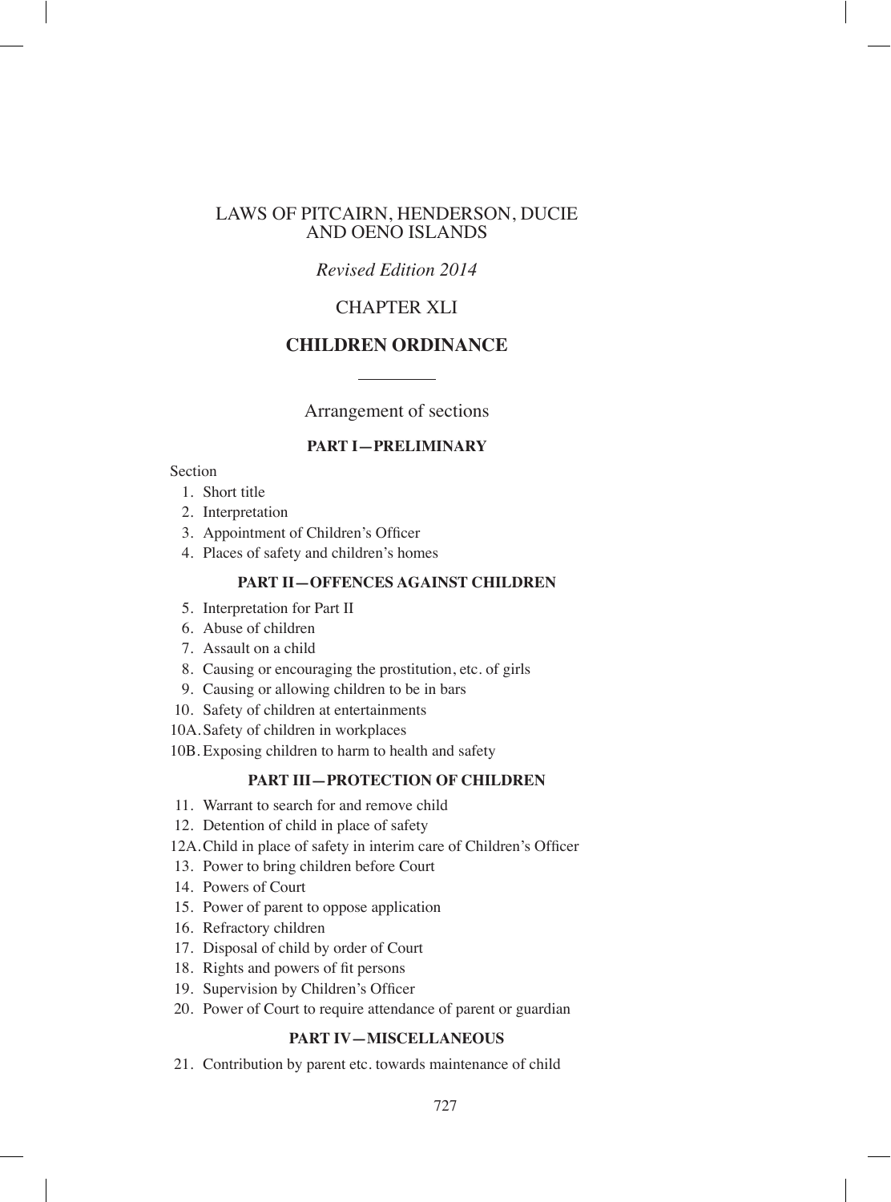# LAWS OF PITCAIRN, HENDERSON, DUCIE AND OENO ISLANDS

*Revised Edition 2014*

## CHAPTER XLI

## CHILDREN ORDINANCE

Arrangement of sections

### PART I—PRELIMINARY

Section

1. Short title
2. Interpretation
3. Appointment of Children's Officer
4. Places of safety and children's homes

### PART II—OFFENCES AGAINST CHILDREN

5. Interpretation for Part II
6. Abuse of children
7. Assault on a child
8. Causing or encouraging the prostitution, etc. of girls
9. Causing or allowing children to be in bars
10. Safety of children at entertainments

10A. Safety of children in workplaces

10B. Exposing children to harm to health and safety

### PART III—PROTECTION OF CHILDREN

11. Warrant to search for and remove child
12. Detention of child in place of safety

12A. Child in place of safety in interim care of Children's Officer

13. Power to bring children before Court
14. Powers of Court
15. Power of parent to oppose application
16. Refractory children
17. Disposal of child by order of Court
18. Rights and powers of fit persons
19. Supervision by Children's Officer
20. Power of Court to require attendance of parent or guardian

### PART IV—MISCELLANEOUS

21. Contribution by parent etc. towards maintenance of child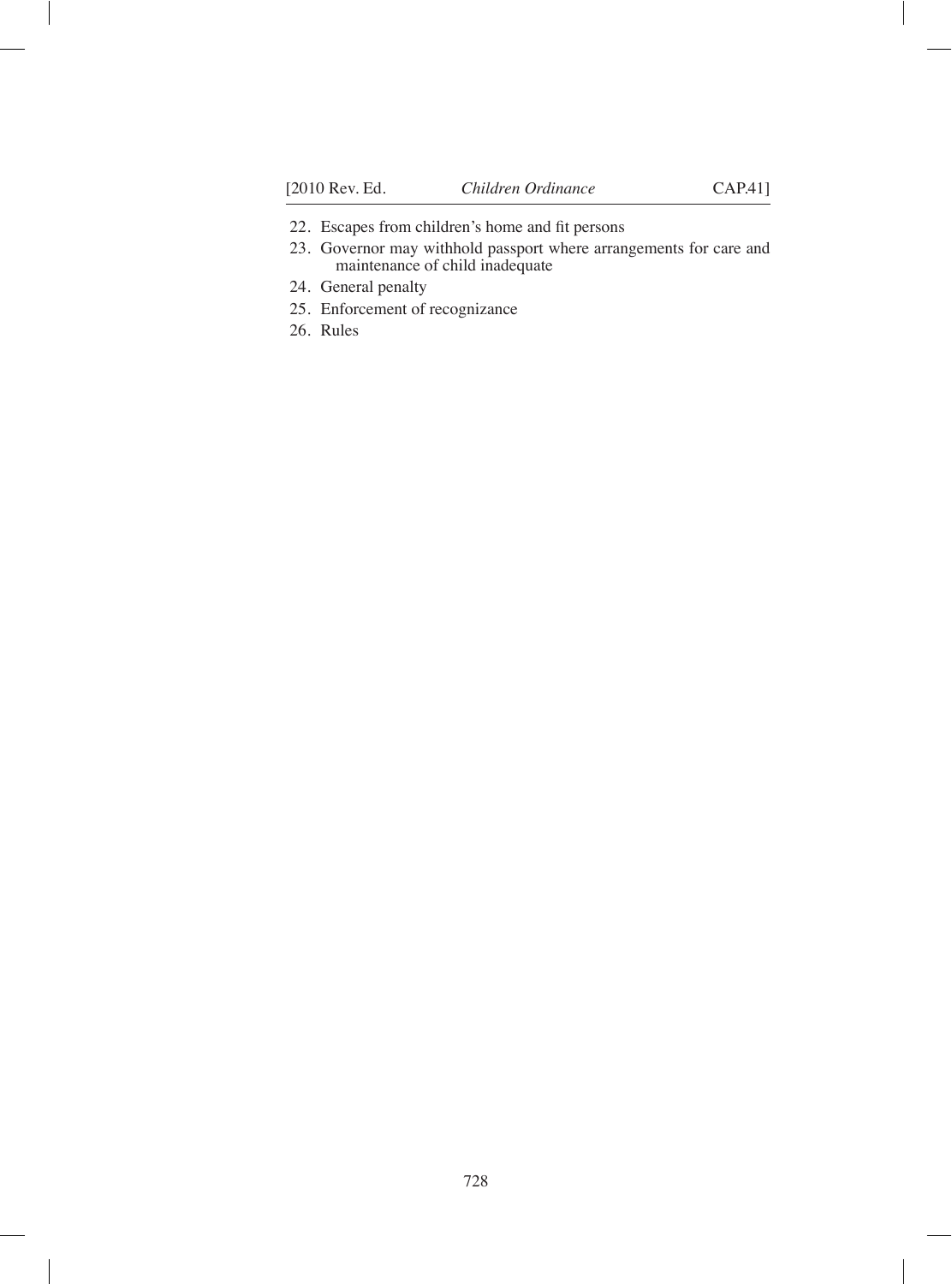22. Escapes from children's home and fit persons
23. Governor may withhold passport where arrangements for care and maintenance of child inadequate
24. General penalty
25. Enforcement of recognizance
26. Rules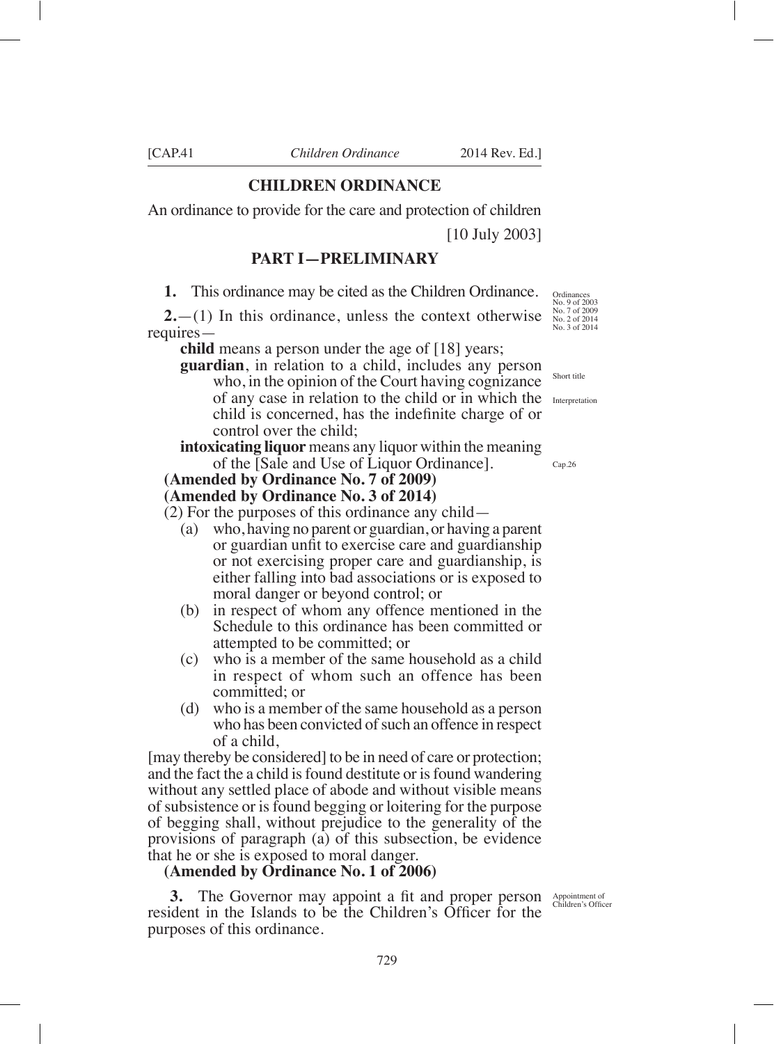# CHILDREN ORDINANCE

An ordinance to provide for the care and protection of children

[10 July 2003]

## PART I—PRELIMINARY

Ordinances No. 9 of 2003 No. 7 of 2009 No. 2 of 2014 No. 3 of 2014

Short title

**1.** This ordinance may be cited as the Children Ordinance.

Interpretation

**2.**—(1) In this ordinance, unless the context otherwise requires—

**child** means a person under the age of [18] years;

**guardian**, in relation to a child, includes any person who, in the opinion of the Court having cognizance of any case in relation to the child or in which the child is concerned, has the indefinite charge of or control over the child;

**intoxicating liquor** means any liquor within the meaning of the [Sale and Use of Liquor Ordinance]. Cap.26

**(Amended by Ordinance No. 7 of 2009)**
**(Amended by Ordinance No. 3 of 2014)**

(2) For the purposes of this ordinance any child—

(a) who, having no parent or guardian, or having a parent or guardian unfit to exercise care and guardianship or not exercising proper care and guardianship, is either falling into bad associations or is exposed to moral danger or beyond control; or

(b) in respect of whom any offence mentioned in the Schedule to this ordinance has been committed or attempted to be committed; or

(c) who is a member of the same household as a child in respect of whom such an offence has been committed; or

(d) who is a member of the same household as a person who has been convicted of such an offence in respect of a child,

[may thereby be considered] to be in need of care or protection; and the fact the a child is found destitute or is found wandering without any settled place of abode and without visible means of subsistence or is found begging or loitering for the purpose of begging shall, without prejudice to the generality of the provisions of paragraph (a) of this subsection, be evidence that he or she is exposed to moral danger.

**(Amended by Ordinance No. 1 of 2006)**

Appointment of Children's Officer

**3.** The Governor may appoint a fit and proper person resident in the Islands to be the Children's Officer for the purposes of this ordinance.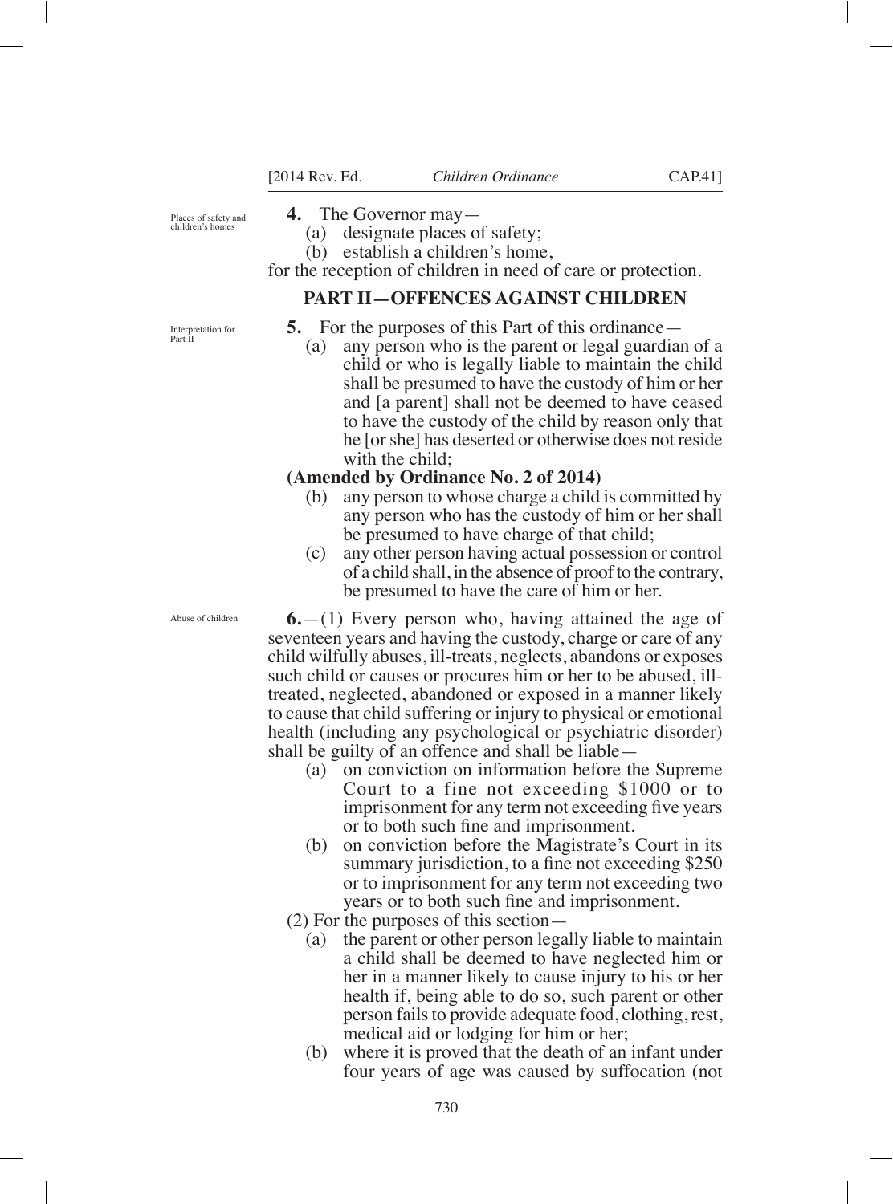Places of safety and children's homes

**4.** The Governor may—

(a) designate places of safety;

(b) establish a children's home,

for the reception of children in need of care or protection.

## PART II—OFFENCES AGAINST CHILDREN

Interpretation for Part II

**5.** For the purposes of this Part of this ordinance—

(a) any person who is the parent or legal guardian of a child or who is legally liable to maintain the child shall be presumed to have the custody of him or her and [a parent] shall not be deemed to have ceased to have the custody of the child by reason only that he [or she] has deserted or otherwise does not reside with the child;

**(Amended by Ordinance No. 2 of 2014)**

(b) any person to whose charge a child is committed by any person who has the custody of him or her shall be presumed to have charge of that child;

(c) any other person having actual possession or control of a child shall, in the absence of proof to the contrary, be presumed to have the care of him or her.

Abuse of children

**6.**—(1) Every person who, having attained the age of seventeen years and having the custody, charge or care of any child wilfully abuses, ill-treats, neglects, abandons or exposes such child or causes or procures him or her to be abused, ill-treated, neglected, abandoned or exposed in a manner likely to cause that child suffering or injury to physical or emotional health (including any psychological or psychiatric disorder) shall be guilty of an offence and shall be liable—

(a) on conviction on information before the Supreme Court to a fine not exceeding $1000 or to imprisonment for any term not exceeding five years or to both such fine and imprisonment.

(b) on conviction before the Magistrate's Court in its summary jurisdiction, to a fine not exceeding $250 or to imprisonment for any term not exceeding two years or to both such fine and imprisonment.

(2) For the purposes of this section—

(a) the parent or other person legally liable to maintain a child shall be deemed to have neglected him or her in a manner likely to cause injury to his or her health if, being able to do so, such parent or other person fails to provide adequate food, clothing, rest, medical aid or lodging for him or her;

(b) where it is proved that the death of an infant under four years of age was caused by suffocation (not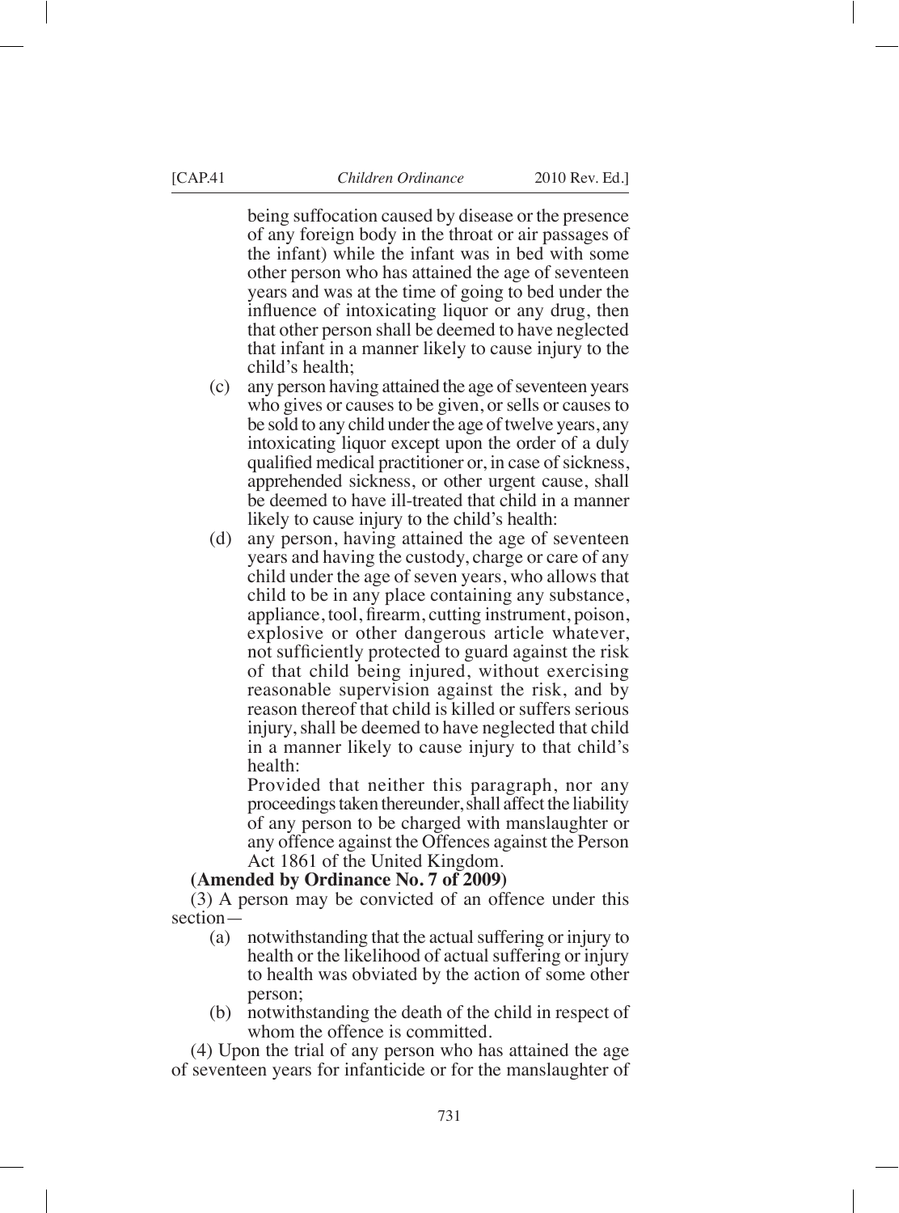being suffocation caused by disease or the presence of any foreign body in the throat or air passages of the infant) while the infant was in bed with some other person who has attained the age of seventeen years and was at the time of going to bed under the influence of intoxicating liquor or any drug, then that other person shall be deemed to have neglected that infant in a manner likely to cause injury to the child's health;

(c) any person having attained the age of seventeen years who gives or causes to be given, or sells or causes to be sold to any child under the age of twelve years, any intoxicating liquor except upon the order of a duly qualified medical practitioner or, in case of sickness, apprehended sickness, or other urgent cause, shall be deemed to have ill-treated that child in a manner likely to cause injury to the child's health:

(d) any person, having attained the age of seventeen years and having the custody, charge or care of any child under the age of seven years, who allows that child to be in any place containing any substance, appliance, tool, firearm, cutting instrument, poison, explosive or other dangerous article whatever, not sufficiently protected to guard against the risk of that child being injured, without exercising reasonable supervision against the risk, and by reason thereof that child is killed or suffers serious injury, shall be deemed to have neglected that child in a manner likely to cause injury to that child's health:

Provided that neither this paragraph, nor any proceedings taken thereunder, shall affect the liability of any person to be charged with manslaughter or any offence against the Offences against the Person Act 1861 of the United Kingdom.

**(Amended by Ordinance No. 7 of 2009)**

(3) A person may be convicted of an offence under this section—

(a) notwithstanding that the actual suffering or injury to health or the likelihood of actual suffering or injury to health was obviated by the action of some other person;

(b) notwithstanding the death of the child in respect of whom the offence is committed.

(4) Upon the trial of any person who has attained the age of seventeen years for infanticide or for the manslaughter of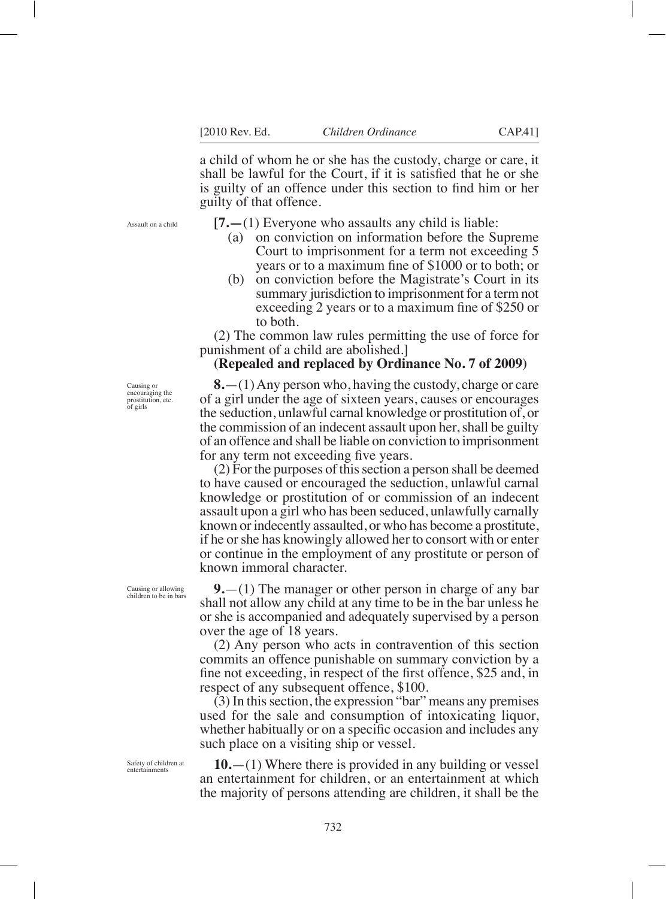a child of whom he or she has the custody, charge or care, it shall be lawful for the Court, if it is satisfied that he or she is guilty of an offence under this section to find him or her guilty of that offence.

Assault on a child

**[7.—**(1) Everyone who assaults any child is liable:

(a) on conviction on information before the Supreme Court to imprisonment for a term not exceeding 5 years or to a maximum fine of $1000 or to both; or

(b) on conviction before the Magistrate's Court in its summary jurisdiction to imprisonment for a term not exceeding 2 years or to a maximum fine of $250 or to both.

(2) The common law rules permitting the use of force for punishment of a child are abolished.]

**(Repealed and replaced by Ordinance No. 7 of 2009)**

Causing or encouraging the prostitution, etc. of girls

**8.**—(1) Any person who, having the custody, charge or care of a girl under the age of sixteen years, causes or encourages the seduction, unlawful carnal knowledge or prostitution of, or the commission of an indecent assault upon her, shall be guilty of an offence and shall be liable on conviction to imprisonment for any term not exceeding five years.

(2) For the purposes of this section a person shall be deemed to have caused or encouraged the seduction, unlawful carnal knowledge or prostitution of or commission of an indecent assault upon a girl who has been seduced, unlawfully carnally known or indecently assaulted, or who has become a prostitute, if he or she has knowingly allowed her to consort with or enter or continue in the employment of any prostitute or person of known immoral character.

Causing or allowing children to be in bars

**9.**—(1) The manager or other person in charge of any bar shall not allow any child at any time to be in the bar unless he or she is accompanied and adequately supervised by a person over the age of 18 years.

(2) Any person who acts in contravention of this section commits an offence punishable on summary conviction by a fine not exceeding, in respect of the first offence, $25 and, in respect of any subsequent offence, $100.

(3) In this section, the expression "bar" means any premises used for the sale and consumption of intoxicating liquor, whether habitually or on a specific occasion and includes any such place on a visiting ship or vessel.

Safety of children at entertainments

**10.**—(1) Where there is provided in any building or vessel an entertainment for children, or an entertainment at which the majority of persons attending are children, it shall be the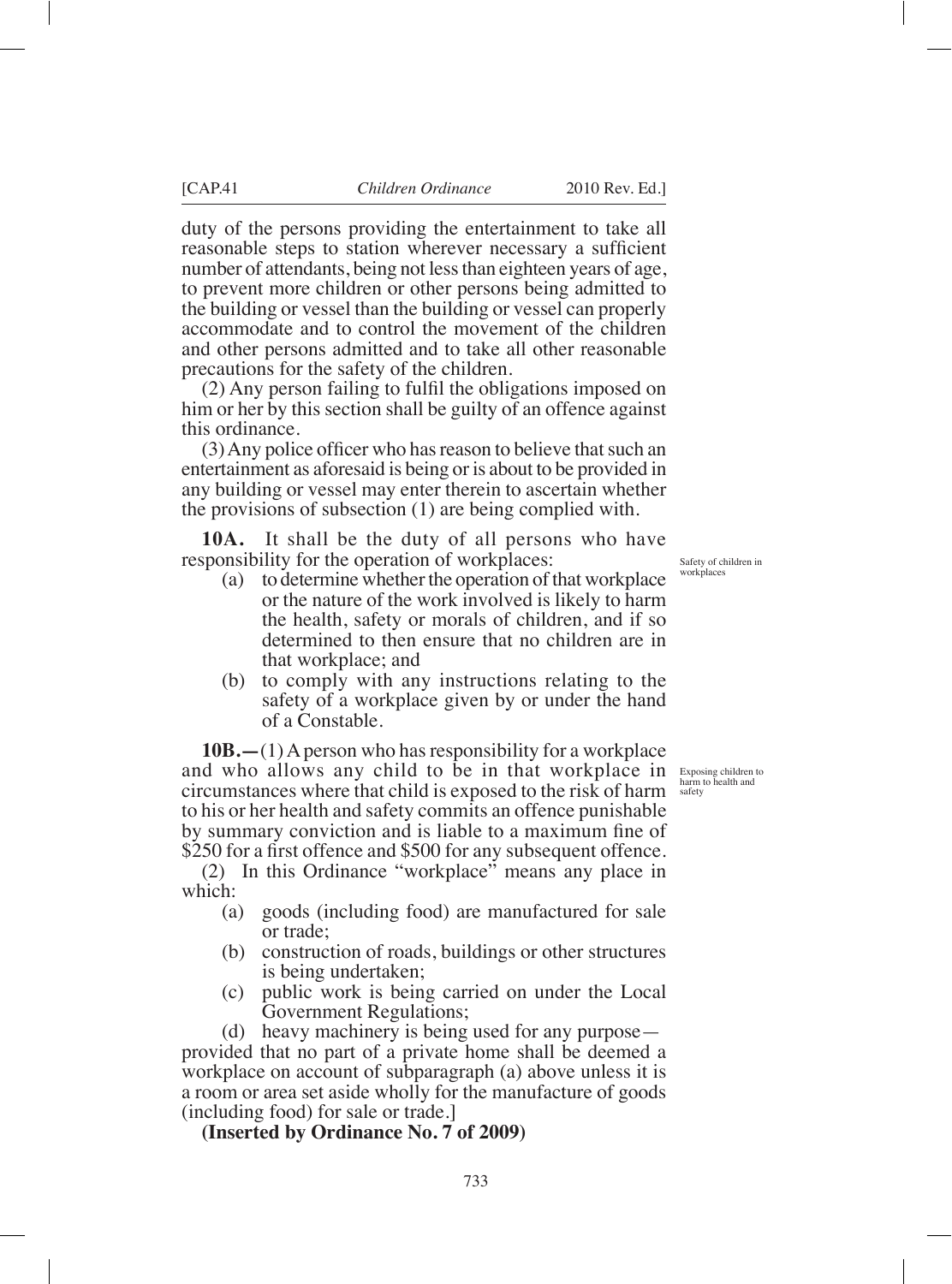duty of the persons providing the entertainment to take all reasonable steps to station wherever necessary a sufficient number of attendants, being not less than eighteen years of age, to prevent more children or other persons being admitted to the building or vessel than the building or vessel can properly accommodate and to control the movement of the children and other persons admitted and to take all other reasonable precautions for the safety of the children.

(2) Any person failing to fulfil the obligations imposed on him or her by this section shall be guilty of an offence against this ordinance.

(3) Any police officer who has reason to believe that such an entertainment as aforesaid is being or is about to be provided in any building or vessel may enter therein to ascertain whether the provisions of subsection (1) are being complied with.

*Safety of children in workplaces*

**10A.** It shall be the duty of all persons who have responsibility for the operation of workplaces:

(a) to determine whether the operation of that workplace or the nature of the work involved is likely to harm the health, safety or morals of children, and if so determined to then ensure that no children are in that workplace; and

(b) to comply with any instructions relating to the safety of a workplace given by or under the hand of a Constable.

*Exposing children to harm to health and safety*

**10B.—**(1) A person who has responsibility for a workplace and who allows any child to be in that workplace in circumstances where that child is exposed to the risk of harm to his or her health and safety commits an offence punishable by summary conviction and is liable to a maximum fine of $250 for a first offence and $500 for any subsequent offence.

(2) In this Ordinance "workplace" means any place in which:

(a) goods (including food) are manufactured for sale or trade;

(b) construction of roads, buildings or other structures is being undertaken;

(c) public work is being carried on under the Local Government Regulations;

(d) heavy machinery is being used for any purpose—

provided that no part of a private home shall be deemed a workplace on account of subparagraph (a) above unless it is a room or area set aside wholly for the manufacture of goods (including food) for sale or trade.]

**(Inserted by Ordinance No. 7 of 2009)**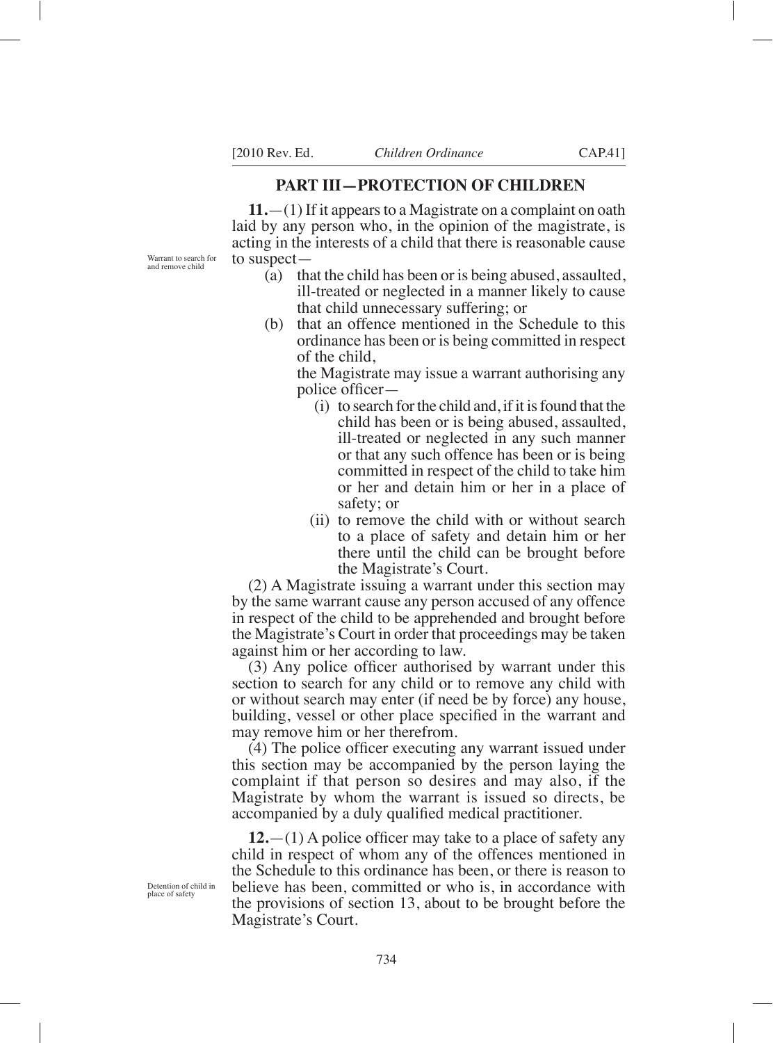## PART III—PROTECTION OF CHILDREN

*Warrant to search for and remove child*

**11.**—(1) If it appears to a Magistrate on a complaint on oath laid by any person who, in the opinion of the magistrate, is acting in the interests of a child that there is reasonable cause to suspect—

(a) that the child has been or is being abused, assaulted, ill-treated or neglected in a manner likely to cause that child unnecessary suffering; or

(b) that an offence mentioned in the Schedule to this ordinance has been or is being committed in respect of the child,

the Magistrate may issue a warrant authorising any police officer—

(i) to search for the child and, if it is found that the child has been or is being abused, assaulted, ill-treated or neglected in any such manner or that any such offence has been or is being committed in respect of the child to take him or her and detain him or her in a place of safety; or

(ii) to remove the child with or without search to a place of safety and detain him or her there until the child can be brought before the Magistrate's Court.

(2) A Magistrate issuing a warrant under this section may by the same warrant cause any person accused of any offence in respect of the child to be apprehended and brought before the Magistrate's Court in order that proceedings may be taken against him or her according to law.

(3) Any police officer authorised by warrant under this section to search for any child or to remove any child with or without search may enter (if need be by force) any house, building, vessel or other place specified in the warrant and may remove him or her therefrom.

(4) The police officer executing any warrant issued under this section may be accompanied by the person laying the complaint if that person so desires and may also, if the Magistrate by whom the warrant is issued so directs, be accompanied by a duly qualified medical practitioner.

*Detention of child in place of safety*

**12.**—(1) A police officer may take to a place of safety any child in respect of whom any of the offences mentioned in the Schedule to this ordinance has been, or there is reason to believe has been, committed or who is, in accordance with the provisions of section 13, about to be brought before the Magistrate's Court.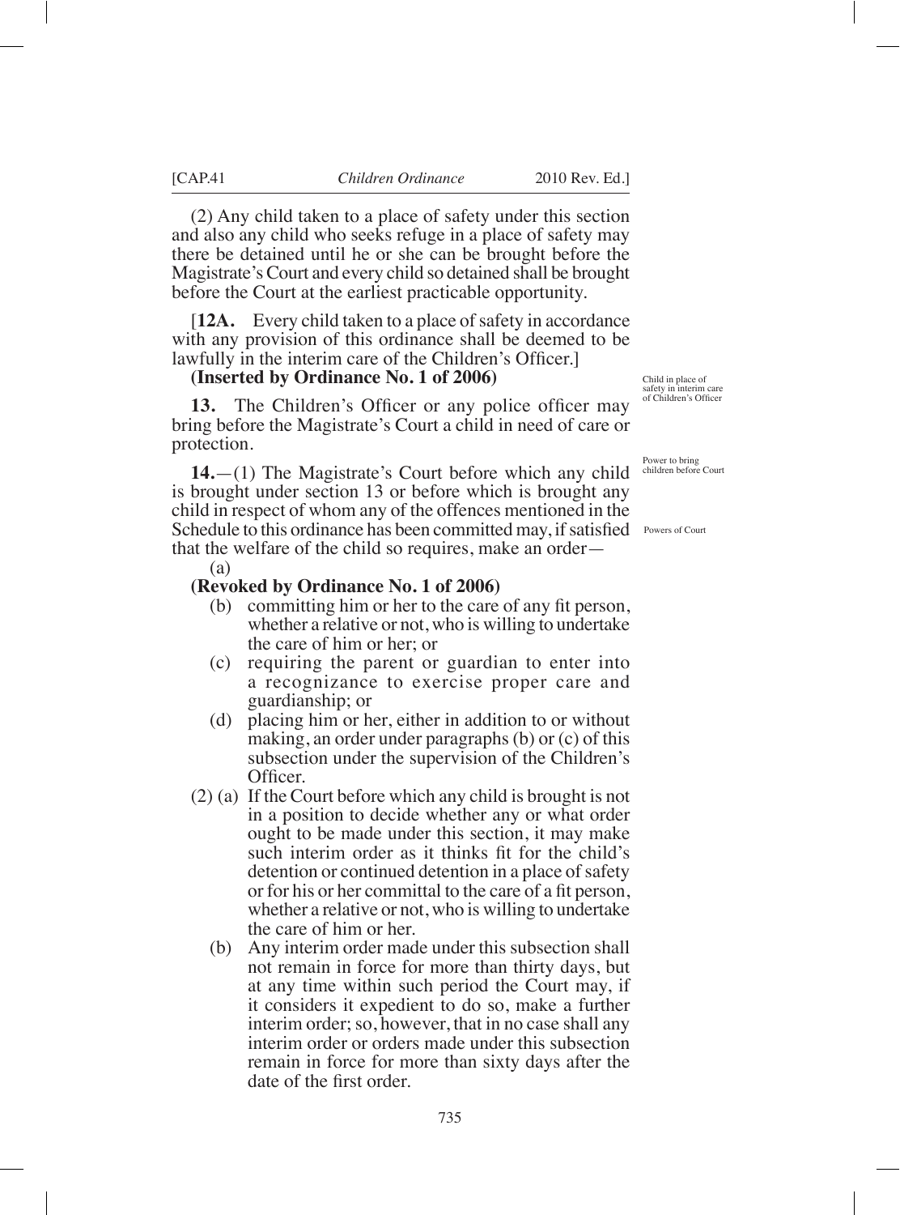(2) Any child taken to a place of safety under this section and also any child who seeks refuge in a place of safety may there be detained until he or she can be brought before the Magistrate's Court and every child so detained shall be brought before the Court at the earliest practicable opportunity.

Child in place of safety in interim care of Children's Officer

[**12A.** Every child taken to a place of safety in accordance with any provision of this ordinance shall be deemed to be lawfully in the interim care of the Children's Officer.]

**(Inserted by Ordinance No. 1 of 2006)**

Power to bring children before Court

**13.** The Children's Officer or any police officer may bring before the Magistrate's Court a child in need of care or protection.

Powers of Court

**14.**—(1) The Magistrate's Court before which any child is brought under section 13 or before which is brought any child in respect of whom any of the offences mentioned in the Schedule to this ordinance has been committed may, if satisfied that the welfare of the child so requires, make an order—

(a)

**(Revoked by Ordinance No. 1 of 2006)**

(b) committing him or her to the care of any fit person, whether a relative or not, who is willing to undertake the care of him or her; or

(c) requiring the parent or guardian to enter into a recognizance to exercise proper care and guardianship; or

(d) placing him or her, either in addition to or without making, an order under paragraphs (b) or (c) of this subsection under the supervision of the Children's Officer.

(2) (a) If the Court before which any child is brought is not in a position to decide whether any or what order ought to be made under this section, it may make such interim order as it thinks fit for the child's detention or continued detention in a place of safety or for his or her committal to the care of a fit person, whether a relative or not, who is willing to undertake the care of him or her.

(b) Any interim order made under this subsection shall not remain in force for more than thirty days, but at any time within such period the Court may, if it considers it expedient to do so, make a further interim order; so, however, that in no case shall any interim order or orders made under this subsection remain in force for more than sixty days after the date of the first order.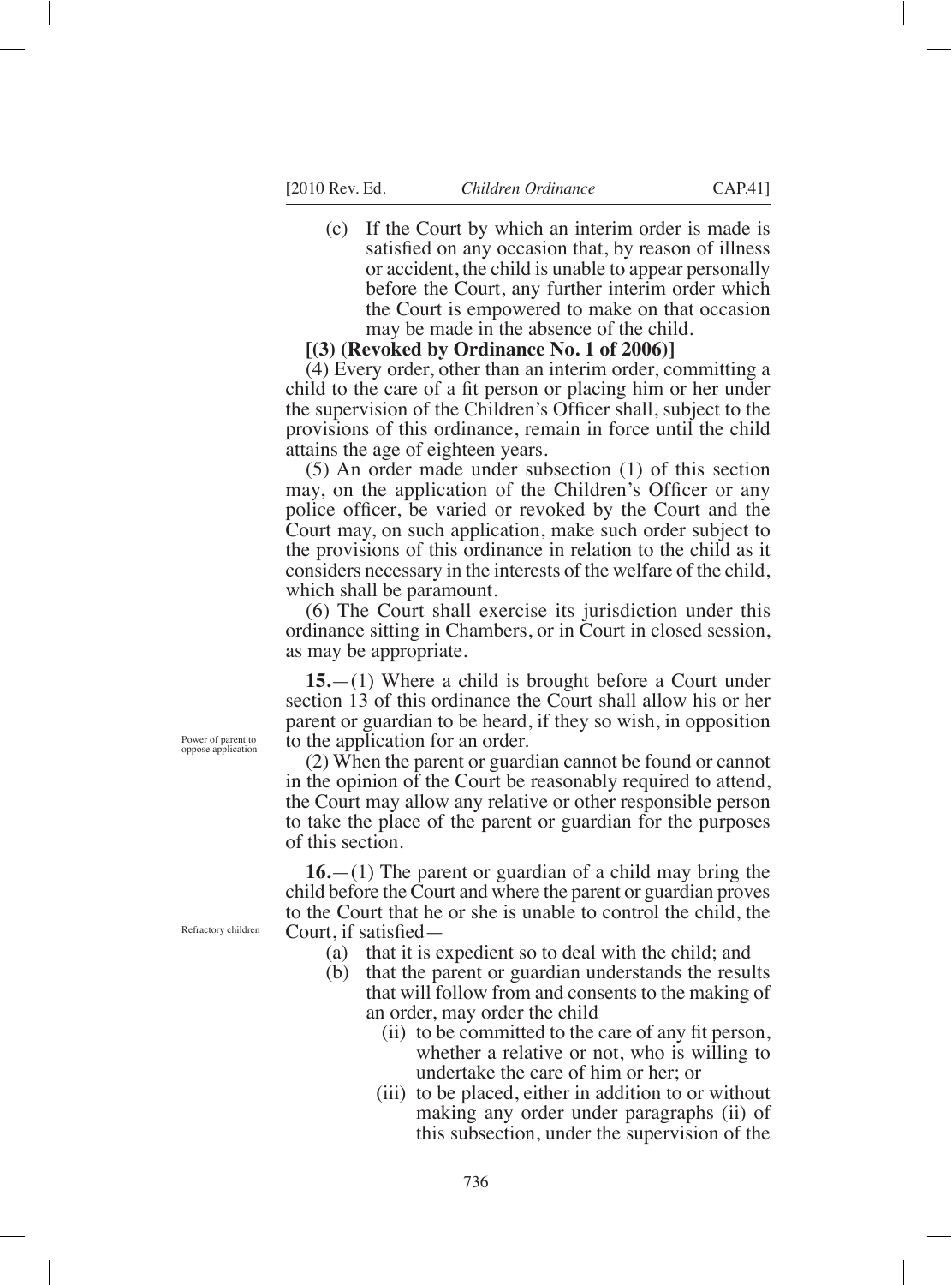(c) If the Court by which an interim order is made is satisfied on any occasion that, by reason of illness or accident, the child is unable to appear personally before the Court, any further interim order which the Court is empowered to make on that occasion may be made in the absence of the child.

**[(3) (Revoked by Ordinance No. 1 of 2006)]**

(4) Every order, other than an interim order, committing a child to the care of a fit person or placing him or her under the supervision of the Children's Officer shall, subject to the provisions of this ordinance, remain in force until the child attains the age of eighteen years.

(5) An order made under subsection (1) of this section may, on the application of the Children's Officer or any police officer, be varied or revoked by the Court and the Court may, on such application, make such order subject to the provisions of this ordinance in relation to the child as it considers necessary in the interests of the welfare of the child, which shall be paramount.

(6) The Court shall exercise its jurisdiction under this ordinance sitting in Chambers, or in Court in closed session, as may be appropriate.

*Power of parent to oppose application*

**15.**—(1) Where a child is brought before a Court under section 13 of this ordinance the Court shall allow his or her parent or guardian to be heard, if they so wish, in opposition to the application for an order.

(2) When the parent or guardian cannot be found or cannot in the opinion of the Court be reasonably required to attend, the Court may allow any relative or other responsible person to take the place of the parent or guardian for the purposes of this section.

*Refractory children*

**16.**—(1) The parent or guardian of a child may bring the child before the Court and where the parent or guardian proves to the Court that he or she is unable to control the child, the Court, if satisfied—

(a) that it is expedient so to deal with the child; and

(b) that the parent or guardian understands the results that will follow from and consents to the making of an order, may order the child

(ii) to be committed to the care of any fit person, whether a relative or not, who is willing to undertake the care of him or her; or

(iii) to be placed, either in addition to or without making any order under paragraphs (ii) of this subsection, under the supervision of the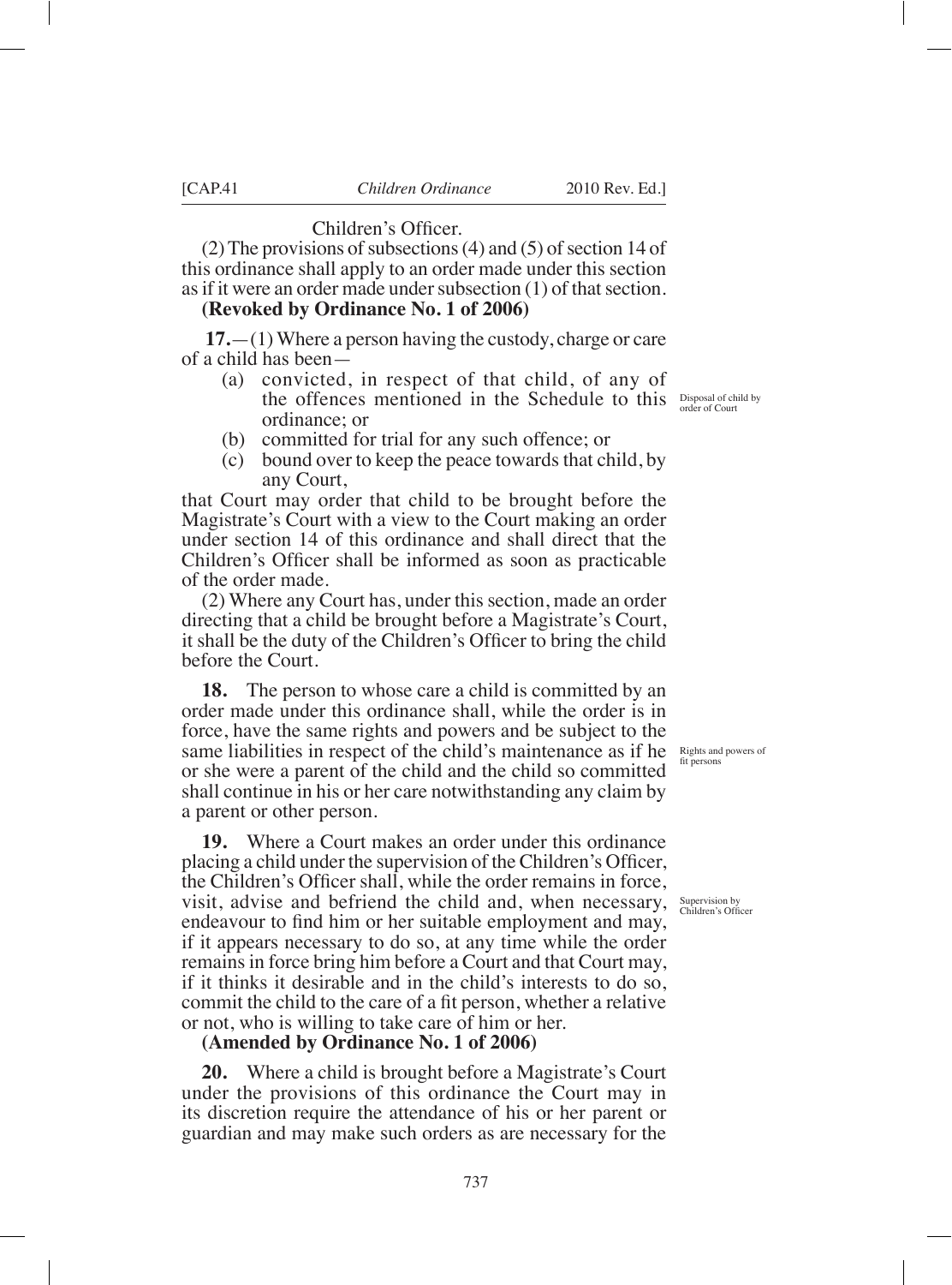Children's Officer.

(2) The provisions of subsections (4) and (5) of section 14 of this ordinance shall apply to an order made under this section as if it were an order made under subsection (1) of that section.

**(Revoked by Ordinance No. 1 of 2006)**

*Disposal of child by order of Court*

**17.**—(1) Where a person having the custody, charge or care of a child has been—

(a) convicted, in respect of that child, of any of the offences mentioned in the Schedule to this ordinance; or

(b) committed for trial for any such offence; or

(c) bound over to keep the peace towards that child, by any Court,

that Court may order that child to be brought before the Magistrate's Court with a view to the Court making an order under section 14 of this ordinance and shall direct that the Children's Officer shall be informed as soon as practicable of the order made.

(2) Where any Court has, under this section, made an order directing that a child be brought before a Magistrate's Court, it shall be the duty of the Children's Officer to bring the child before the Court.

*Rights and powers of fit persons*

**18.** The person to whose care a child is committed by an order made under this ordinance shall, while the order is in force, have the same rights and powers and be subject to the same liabilities in respect of the child's maintenance as if he or she were a parent of the child and the child so committed shall continue in his or her care notwithstanding any claim by a parent or other person.

*Supervision by Children's Officer*

**19.** Where a Court makes an order under this ordinance placing a child under the supervision of the Children's Officer, the Children's Officer shall, while the order remains in force, visit, advise and befriend the child and, when necessary, endeavour to find him or her suitable employment and may, if it appears necessary to do so, at any time while the order remains in force bring him before a Court and that Court may, if it thinks it desirable and in the child's interests to do so, commit the child to the care of a fit person, whether a relative or not, who is willing to take care of him or her.

**(Amended by Ordinance No. 1 of 2006)**

**20.** Where a child is brought before a Magistrate's Court under the provisions of this ordinance the Court may in its discretion require the attendance of his or her parent or guardian and may make such orders as are necessary for the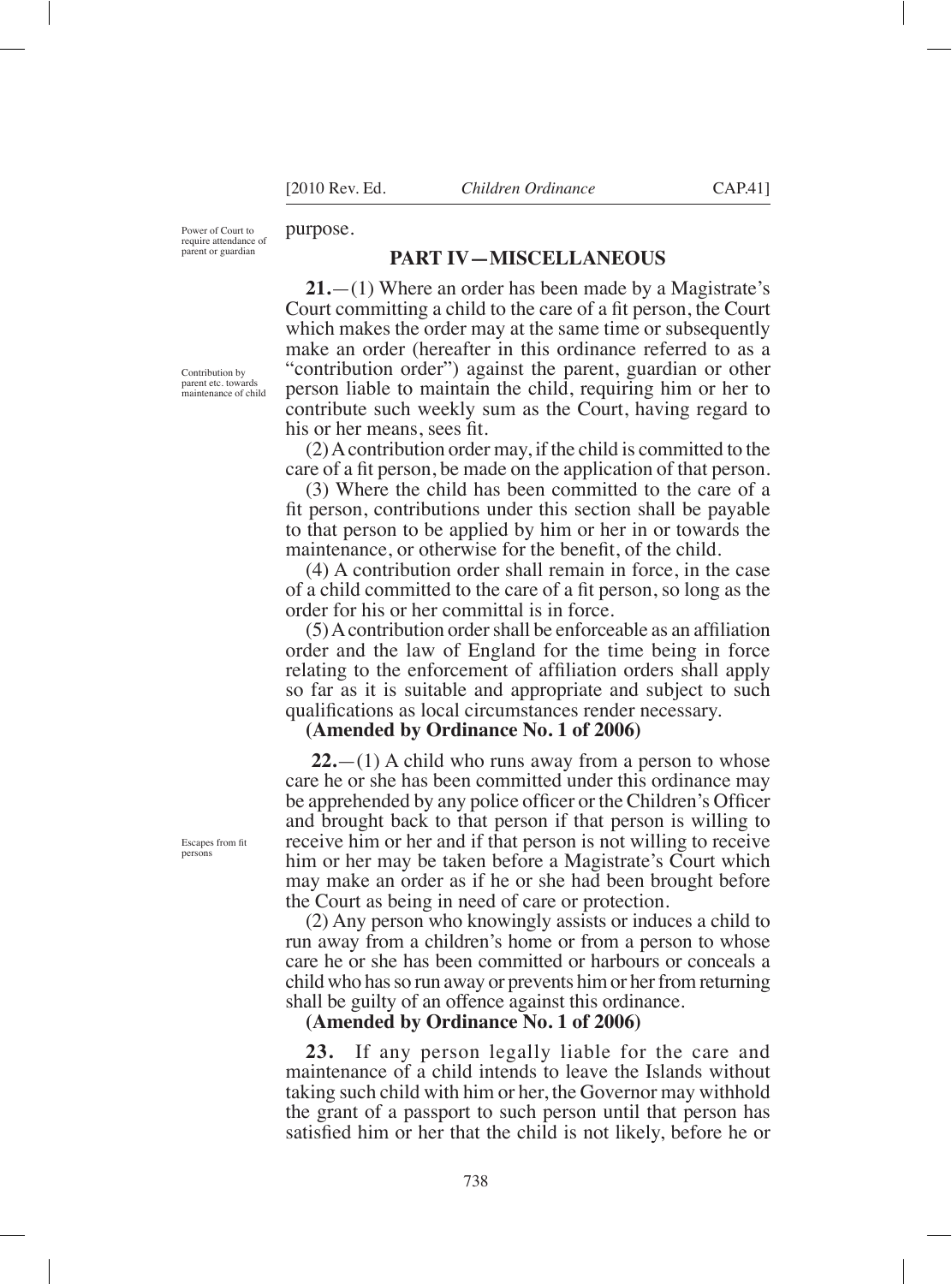purpose.

Power of Court to require attendance of parent or guardian

## PART IV—MISCELLANEOUS

Contribution by parent etc. towards maintenance of child

**21.**—(1) Where an order has been made by a Magistrate's Court committing a child to the care of a fit person, the Court which makes the order may at the same time or subsequently make an order (hereafter in this ordinance referred to as a "contribution order") against the parent, guardian or other person liable to maintain the child, requiring him or her to contribute such weekly sum as the Court, having regard to his or her means, sees fit.

(2) A contribution order may, if the child is committed to the care of a fit person, be made on the application of that person.

(3) Where the child has been committed to the care of a fit person, contributions under this section shall be payable to that person to be applied by him or her in or towards the maintenance, or otherwise for the benefit, of the child.

(4) A contribution order shall remain in force, in the case of a child committed to the care of a fit person, so long as the order for his or her committal is in force.

(5) A contribution order shall be enforceable as an affiliation order and the law of England for the time being in force relating to the enforcement of affiliation orders shall apply so far as it is suitable and appropriate and subject to such qualifications as local circumstances render necessary.

**(Amended by Ordinance No. 1 of 2006)**

Escapes from fit persons

**22.**—(1) A child who runs away from a person to whose care he or she has been committed under this ordinance may be apprehended by any police officer or the Children's Officer and brought back to that person if that person is willing to receive him or her and if that person is not willing to receive him or her may be taken before a Magistrate's Court which may make an order as if he or she had been brought before the Court as being in need of care or protection.

(2) Any person who knowingly assists or induces a child to run away from a children's home or from a person to whose care he or she has been committed or harbours or conceals a child who has so run away or prevents him or her from returning shall be guilty of an offence against this ordinance.

**(Amended by Ordinance No. 1 of 2006)**

**23.** If any person legally liable for the care and maintenance of a child intends to leave the Islands without taking such child with him or her, the Governor may withhold the grant of a passport to such person until that person has satisfied him or her that the child is not likely, before he or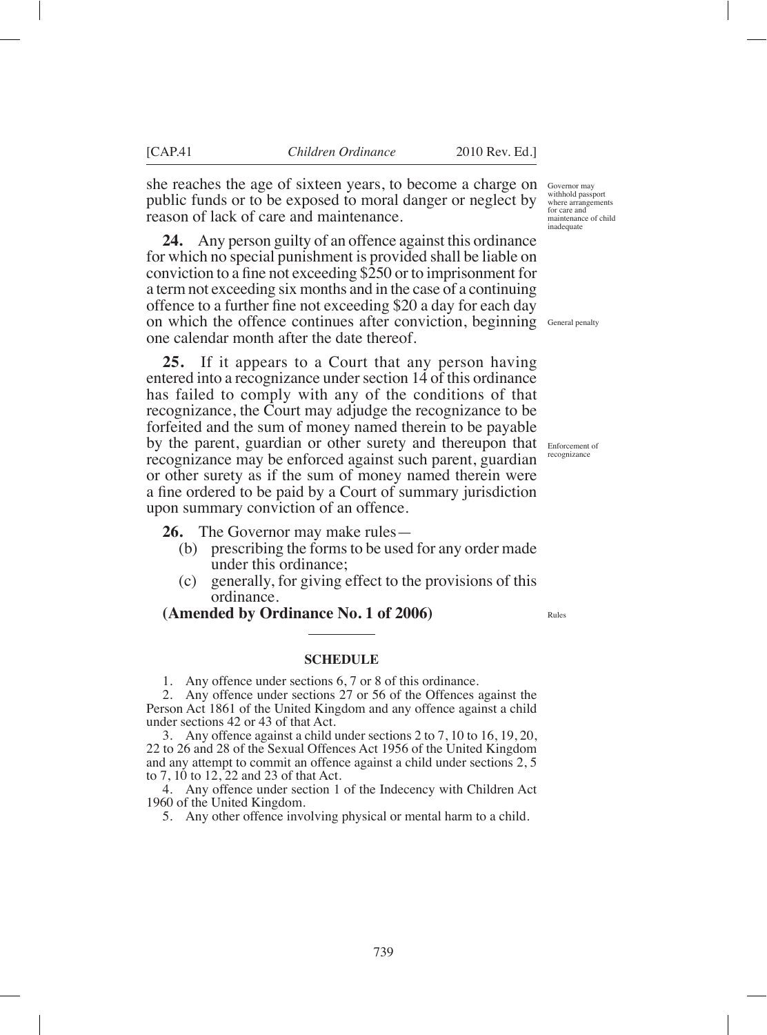she reaches the age of sixteen years, to become a charge on public funds or to be exposed to moral danger or neglect by reason of lack of care and maintenance.

*Governor may withhold passport where arrangements for care and maintenance of child inadequate*

*General penalty*

**24.** Any person guilty of an offence against this ordinance for which no special punishment is provided shall be liable on conviction to a fine not exceeding $250 or to imprisonment for a term not exceeding six months and in the case of a continuing offence to a further fine not exceeding $20 a day for each day on which the offence continues after conviction, beginning one calendar month after the date thereof.

*Enforcement of recognizance*

**25.** If it appears to a Court that any person having entered into a recognizance under section 14 of this ordinance has failed to comply with any of the conditions of that recognizance, the Court may adjudge the recognizance to be forfeited and the sum of money named therein to be payable by the parent, guardian or other surety and thereupon that recognizance may be enforced against such parent, guardian or other surety as if the sum of money named therein were a fine ordered to be paid by a Court of summary jurisdiction upon summary conviction of an offence.

*Rules*

**26.** The Governor may make rules—

(b) prescribing the forms to be used for any order made under this ordinance;

(c) generally, for giving effect to the provisions of this ordinance.

**(Amended by Ordinance No. 1 of 2006)**

---

**SCHEDULE**

1. Any offence under sections 6, 7 or 8 of this ordinance.

2. Any offence under sections 27 or 56 of the Offences against the Person Act 1861 of the United Kingdom and any offence against a child under sections 42 or 43 of that Act.

3. Any offence against a child under sections 2 to 7, 10 to 16, 19, 20, 22 to 26 and 28 of the Sexual Offences Act 1956 of the United Kingdom and any attempt to commit an offence against a child under sections 2, 5 to 7, 10 to 12, 22 and 23 of that Act.

4. Any offence under section 1 of the Indecency with Children Act 1960 of the United Kingdom.

5. Any other offence involving physical or mental harm to a child.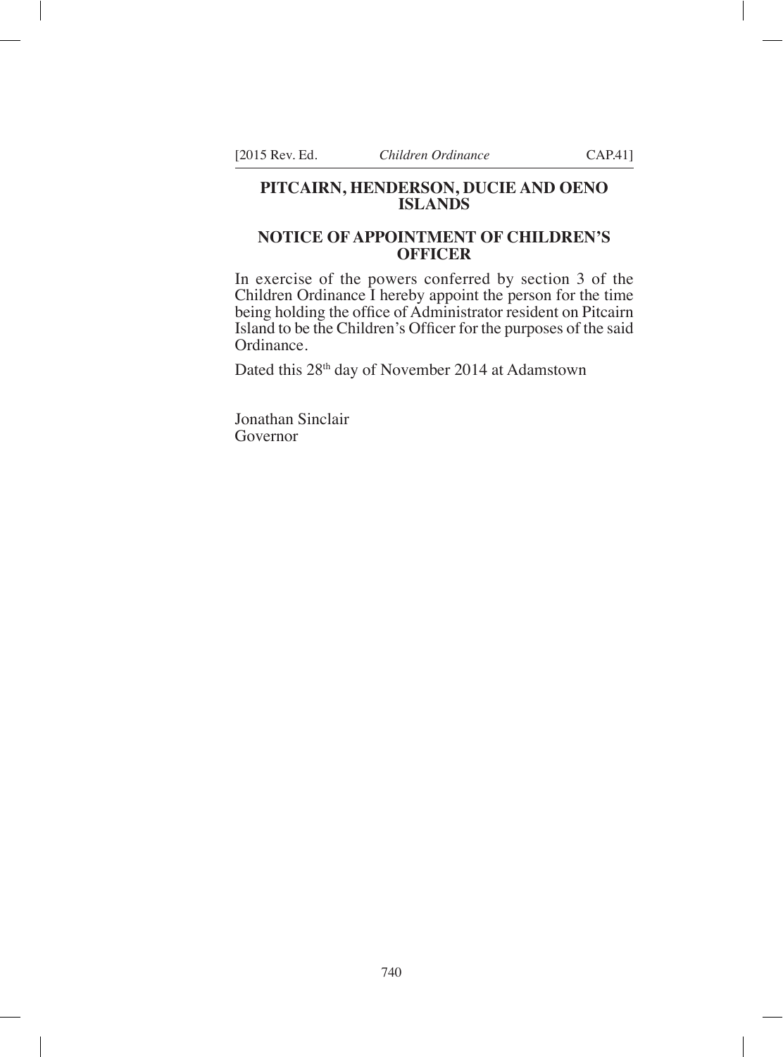## PITCAIRN, HENDERSON, DUCIE AND OENO ISLANDS

## NOTICE OF APPOINTMENT OF CHILDREN'S OFFICER

In exercise of the powers conferred by section 3 of the Children Ordinance I hereby appoint the person for the time being holding the office of Administrator resident on Pitcairn Island to be the Children's Officer for the purposes of the said Ordinance.

Dated this 28th day of November 2014 at Adamstown

Jonathan Sinclair
Governor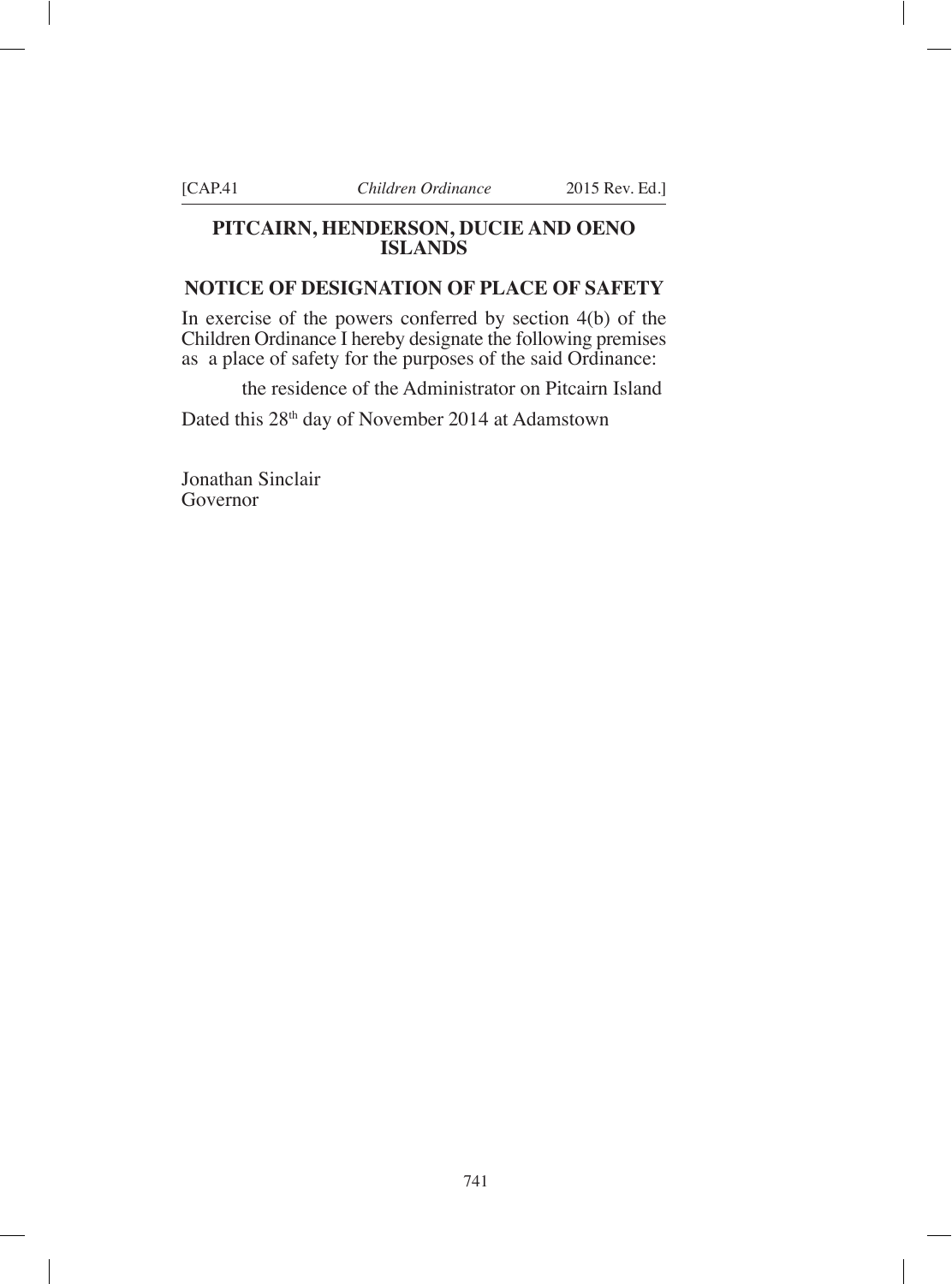## PITCAIRN, HENDERSON, DUCIE AND OENO ISLANDS

## NOTICE OF DESIGNATION OF PLACE OF SAFETY

In exercise of the powers conferred by section 4(b) of the Children Ordinance I hereby designate the following premises as a place of safety for the purposes of the said Ordinance:

the residence of the Administrator on Pitcairn Island

Dated this 28th day of November 2014 at Adamstown

Jonathan Sinclair
Governor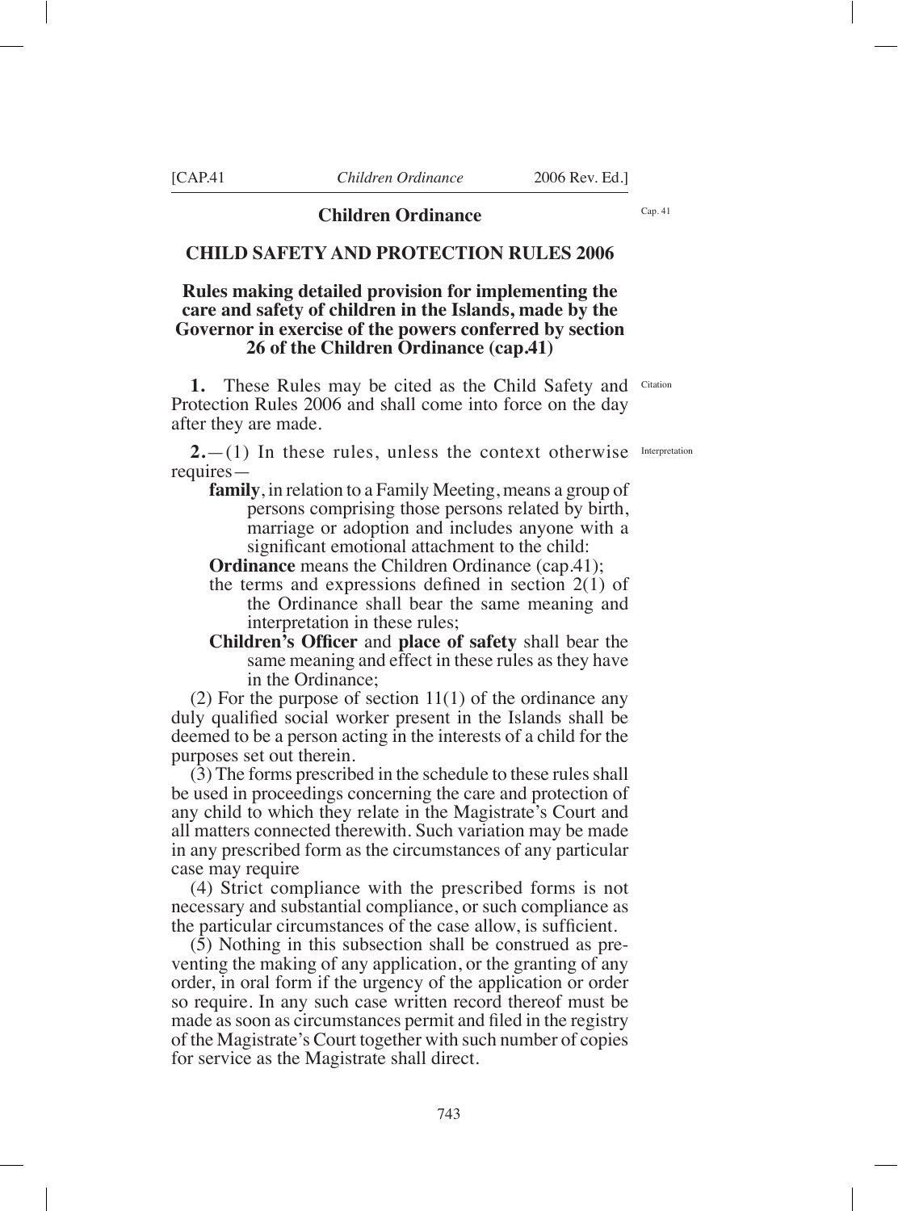## Children Ordinance

Cap. 41

### CHILD SAFETY AND PROTECTION RULES 2006

**Rules making detailed provision for implementing the care and safety of children in the Islands, made by the Governor in exercise of the powers conferred by section 26 of the Children Ordinance (cap.41)**

Citation

**1.** These Rules may be cited as the Child Safety and Protection Rules 2006 and shall come into force on the day after they are made.

Interpretation

**2.**—(1) In these rules, unless the context otherwise requires—

**family**, in relation to a Family Meeting, means a group of persons comprising those persons related by birth, marriage or adoption and includes anyone with a significant emotional attachment to the child:

**Ordinance** means the Children Ordinance (cap.41);

the terms and expressions defined in section 2(1) of the Ordinance shall bear the same meaning and interpretation in these rules;

**Children's Officer** and **place of safety** shall bear the same meaning and effect in these rules as they have in the Ordinance;

(2) For the purpose of section 11(1) of the ordinance any duly qualified social worker present in the Islands shall be deemed to be a person acting in the interests of a child for the purposes set out therein.

(3) The forms prescribed in the schedule to these rules shall be used in proceedings concerning the care and protection of any child to which they relate in the Magistrate's Court and all matters connected therewith. Such variation may be made in any prescribed form as the circumstances of any particular case may require

(4) Strict compliance with the prescribed forms is not necessary and substantial compliance, or such compliance as the particular circumstances of the case allow, is sufficient.

(5) Nothing in this subsection shall be construed as preventing the making of any application, or the granting of any order, in oral form if the urgency of the application or order so require. In any such case written record thereof must be made as soon as circumstances permit and filed in the registry of the Magistrate's Court together with such number of copies for service as the Magistrate shall direct.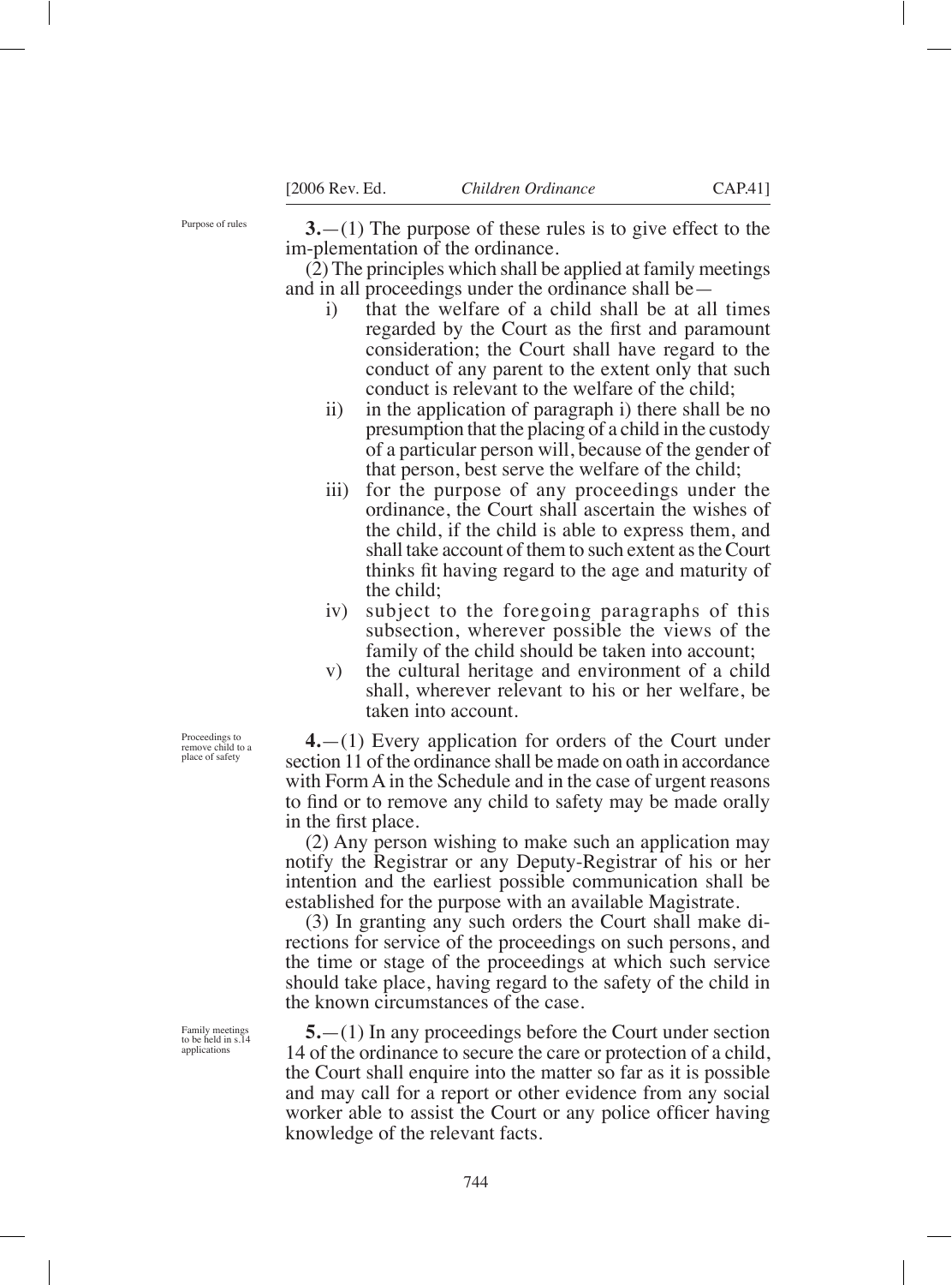Purpose of rules

**3.**—(1) The purpose of these rules is to give effect to the im-plementation of the ordinance.

(2) The principles which shall be applied at family meetings and in all proceedings under the ordinance shall be—

i) that the welfare of a child shall be at all times regarded by the Court as the first and paramount consideration; the Court shall have regard to the conduct of any parent to the extent only that such conduct is relevant to the welfare of the child;

ii) in the application of paragraph i) there shall be no presumption that the placing of a child in the custody of a particular person will, because of the gender of that person, best serve the welfare of the child;

iii) for the purpose of any proceedings under the ordinance, the Court shall ascertain the wishes of the child, if the child is able to express them, and shall take account of them to such extent as the Court thinks fit having regard to the age and maturity of the child;

iv) subject to the foregoing paragraphs of this subsection, wherever possible the views of the family of the child should be taken into account;

v) the cultural heritage and environment of a child shall, wherever relevant to his or her welfare, be taken into account.

Proceedings to remove child to a place of safety

**4.**—(1) Every application for orders of the Court under section 11 of the ordinance shall be made on oath in accordance with Form A in the Schedule and in the case of urgent reasons to find or to remove any child to safety may be made orally in the first place.

(2) Any person wishing to make such an application may notify the Registrar or any Deputy-Registrar of his or her intention and the earliest possible communication shall be established for the purpose with an available Magistrate.

(3) In granting any such orders the Court shall make directions for service of the proceedings on such persons, and the time or stage of the proceedings at which such service should take place, having regard to the safety of the child in the known circumstances of the case.

Family meetings to be held in s.14 applications

**5.**—(1) In any proceedings before the Court under section 14 of the ordinance to secure the care or protection of a child, the Court shall enquire into the matter so far as it is possible and may call for a report or other evidence from any social worker able to assist the Court or any police officer having knowledge of the relevant facts.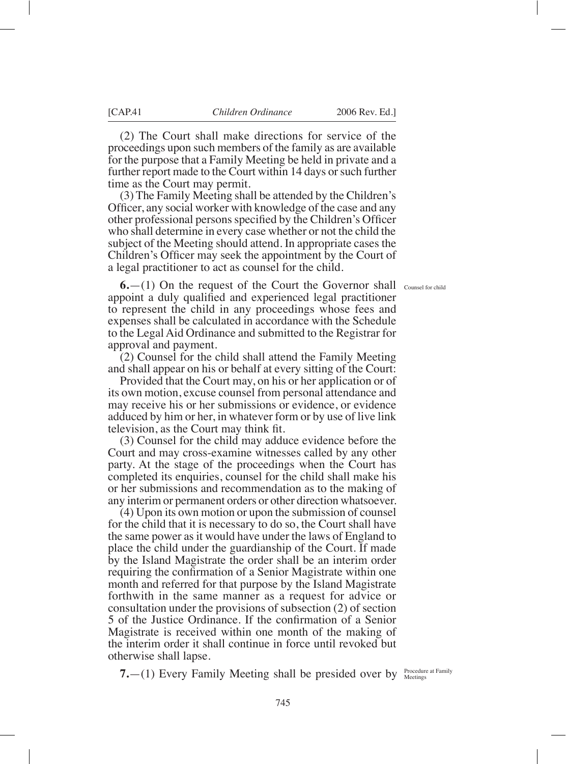(2) The Court shall make directions for service of the proceedings upon such members of the family as are available for the purpose that a Family Meeting be held in private and a further report made to the Court within 14 days or such further time as the Court may permit.

(3) The Family Meeting shall be attended by the Children's Officer, any social worker with knowledge of the case and any other professional persons specified by the Children's Officer who shall determine in every case whether or not the child the subject of the Meeting should attend. In appropriate cases the Children's Officer may seek the appointment by the Court of a legal practitioner to act as counsel for the child.

Counsel for child

**6.**—(1) On the request of the Court the Governor shall appoint a duly qualified and experienced legal practitioner to represent the child in any proceedings whose fees and expenses shall be calculated in accordance with the Schedule to the Legal Aid Ordinance and submitted to the Registrar for approval and payment.

(2) Counsel for the child shall attend the Family Meeting and shall appear on his or behalf at every sitting of the Court:

Provided that the Court may, on his or her application or of its own motion, excuse counsel from personal attendance and may receive his or her submissions or evidence, or evidence adduced by him or her, in whatever form or by use of live link television, as the Court may think fit.

(3) Counsel for the child may adduce evidence before the Court and may cross-examine witnesses called by any other party. At the stage of the proceedings when the Court has completed its enquiries, counsel for the child shall make his or her submissions and recommendation as to the making of any interim or permanent orders or other direction whatsoever.

(4) Upon its own motion or upon the submission of counsel for the child that it is necessary to do so, the Court shall have the same power as it would have under the laws of England to place the child under the guardianship of the Court. If made by the Island Magistrate the order shall be an interim order requiring the confirmation of a Senior Magistrate within one month and referred for that purpose by the Island Magistrate forthwith in the same manner as a request for advice or consultation under the provisions of subsection (2) of section 5 of the Justice Ordinance. If the confirmation of a Senior Magistrate is received within one month of the making of the interim order it shall continue in force until revoked but otherwise shall lapse.

Procedure at Family Meetings

**7.**—(1) Every Family Meeting shall be presided over by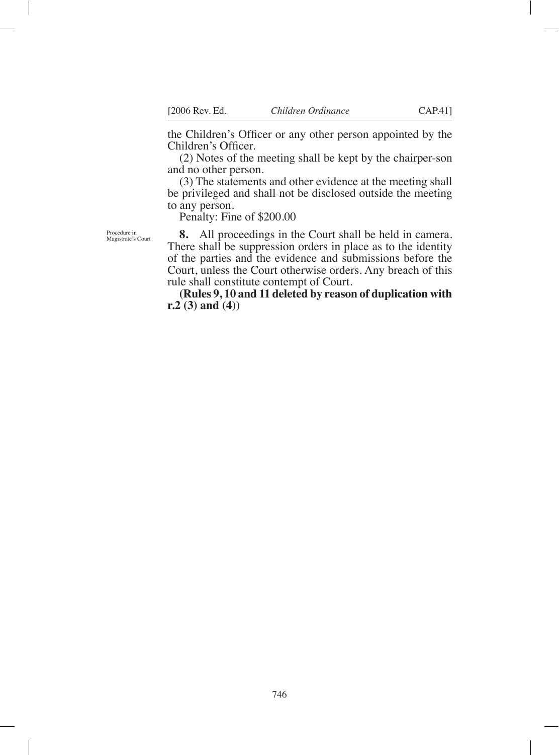the Children's Officer or any other person appointed by the Children's Officer.

(2) Notes of the meeting shall be kept by the chairper-son and no other person.

(3) The statements and other evidence at the meeting shall be privileged and shall not be disclosed outside the meeting to any person.

Penalty: Fine of $200.00

Procedure in Magistrate's Court

**8.** All proceedings in the Court shall be held in camera. There shall be suppression orders in place as to the identity of the parties and the evidence and submissions before the Court, unless the Court otherwise orders. Any breach of this rule shall constitute contempt of Court.

**(Rules 9, 10 and 11 deleted by reason of duplication with r.2 (3) and (4))**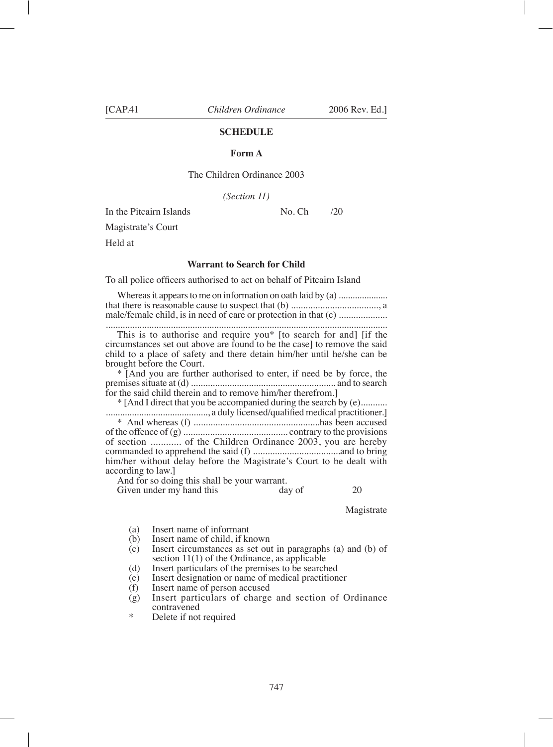## SCHEDULE

### Form A

The Children Ordinance 2003

*(Section 11)*

In the Pitcairn Islands No. Ch /20

Magistrate's Court

Held at

### Warrant to Search for Child

To all police officers authorised to act on behalf of Pitcairn Island

Whereas it appears to me on information on oath laid by (a) .................... that there is reasonable cause to suspect that (b) ...................................., a male/female child, is in need of care or protection in that (c) .................... ....................................................................................................................

This is to authorise and require you* [to search for and] [if the circumstances set out above are found to be the case] to remove the said child to a place of safety and there detain him/her until he/she can be brought before the Court.

* [And you are further authorised to enter, if need be by force, the premises situate at (d) ........................................................... and to search for the said child therein and to remove him/her therefrom.]

* [And I direct that you be accompanied during the search by (e)........... .........................................., a duly licensed/qualified medical practitioner.]

* And whereas (f) ...................................................has been accused of the offence of (g) .......................................... contrary to the provisions of section ............ of the Children Ordinance 2003, you are hereby commanded to apprehend the said (f) ....................................and to bring him/her without delay before the Magistrate's Court to be dealt with according to law.]

And for so doing this shall be your warrant.

Given under my hand this day of 20

Magistrate

(a) Insert name of informant
(b) Insert name of child, if known
(c) Insert circumstances as set out in paragraphs (a) and (b) of section 11(1) of the Ordinance, as applicable
(d) Insert particulars of the premises to be searched
(e) Insert designation or name of medical practitioner
(f) Insert name of person accused
(g) Insert particulars of charge and section of Ordinance contravened
\* Delete if not required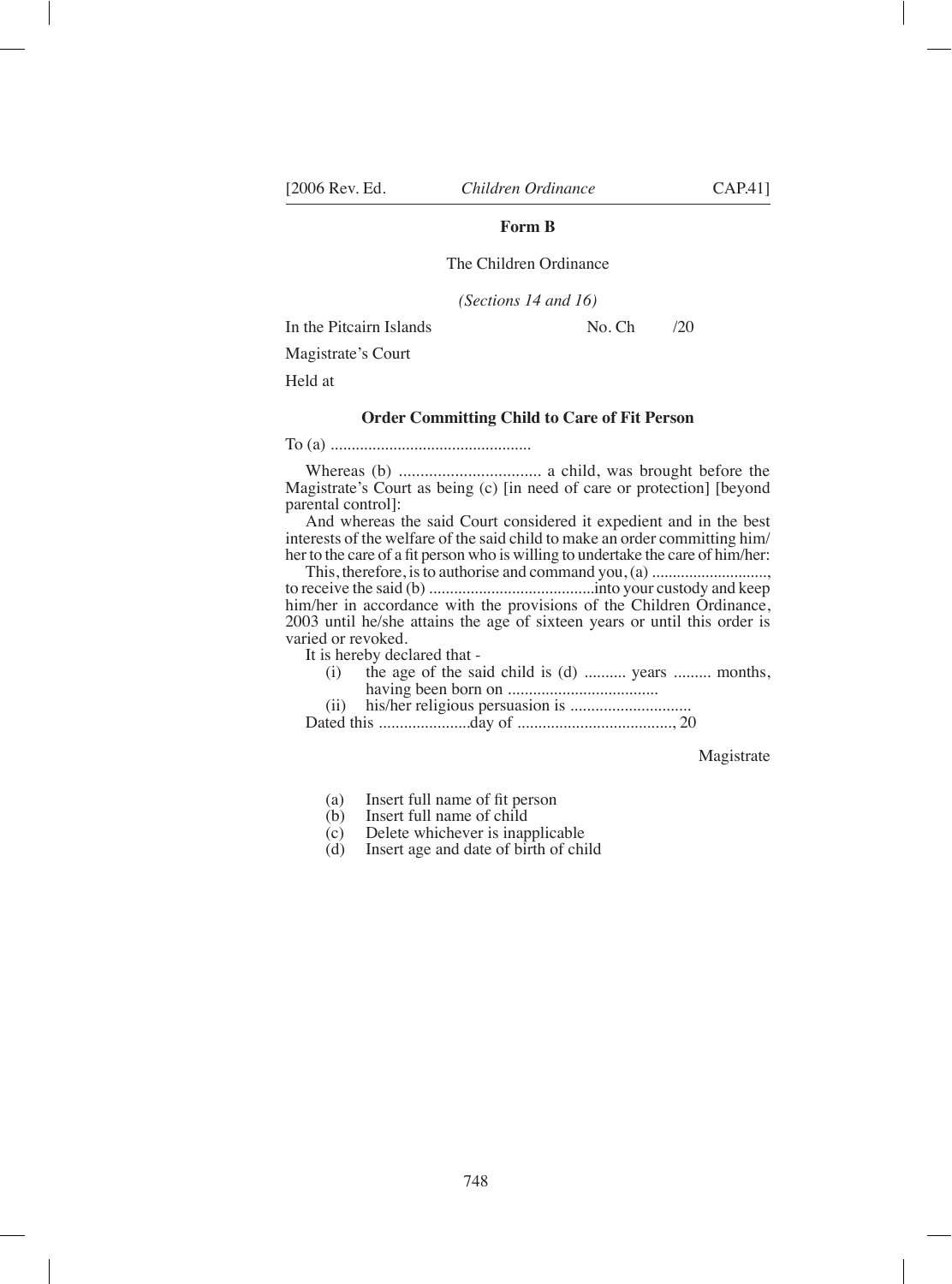**Form B**

The Children Ordinance

*(Sections 14 and 16)*

In the Pitcairn Islands No. Ch /20

Magistrate's Court

Held at

**Order Committing Child to Care of Fit Person**

To (a) ................................................

Whereas (b) ................................. a child, was brought before the Magistrate's Court as being (c) [in need of care or protection] [beyond parental control]:

And whereas the said Court considered it expedient and in the best interests of the welfare of the said child to make an order committing him/her to the care of a fit person who is willing to undertake the care of him/her:

This, therefore, is to authorise and command you, (a) ............................, to receive the said (b) ........................................into your custody and keep him/her in accordance with the provisions of the Children Ordinance, 2003 until he/she attains the age of sixteen years or until this order is varied or revoked.

It is hereby declared that -

(i) the age of the said child is (d) .......... years ......... months, having been born on ....................................

(ii) his/her religious persuasion is .............................

Dated this ......................day of ......................................, 20

Magistrate

(a) Insert full name of fit person
(b) Insert full name of child
(c) Delete whichever is inapplicable
(d) Insert age and date of birth of child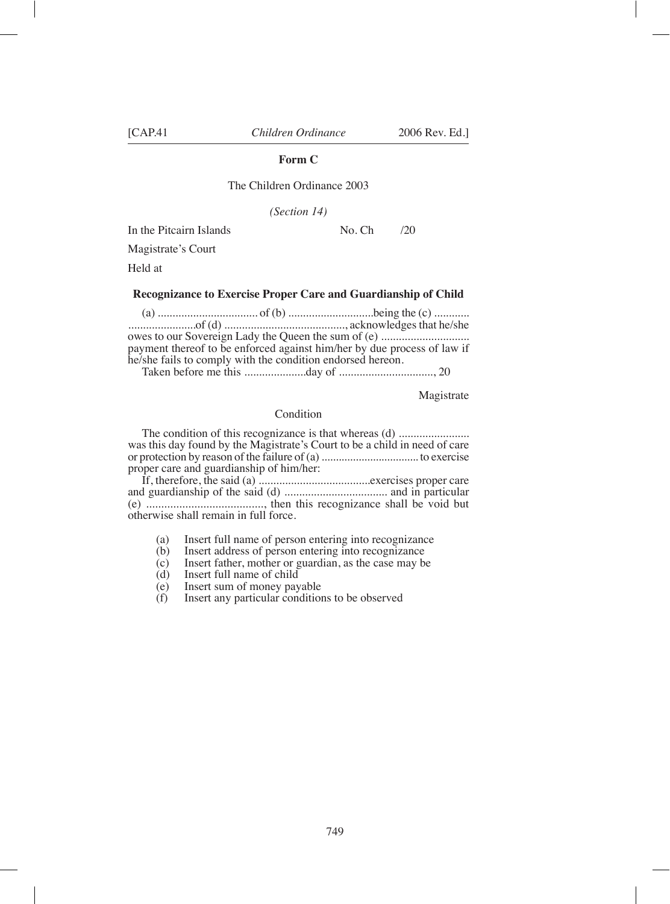**Form C**

The Children Ordinance 2003

*(Section 14)*

In the Pitcairn Islands No. Ch /20

Magistrate's Court

Held at

**Recognizance to Exercise Proper Care and Guardianship of Child**

(a) .................................. of (b) ............................being the (c) ............ .......................of (d) .........................................., acknowledges that he/she owes to our Sovereign Lady the Queen the sum of (e) ............................. payment thereof to be enforced against him/her by due process of law if he/she fails to comply with the condition endorsed hereon.

Taken before me this .....................day of ................................, 20

Magistrate

Condition

The condition of this recognizance is that whereas (d) ........................ was this day found by the Magistrate's Court to be a child in need of care or protection by reason of the failure of (a) ................................. to exercise proper care and guardianship of him/her:

If, therefore, the said (a) ......................................exercises proper care and guardianship of the said (d) .................................. and in particular (e) ........................................, then this recognizance shall be void but otherwise shall remain in full force.

- (a) Insert full name of person entering into recognizance
- (b) Insert address of person entering into recognizance
- (c) Insert father, mother or guardian, as the case may be
- (d) Insert full name of child
- (e) Insert sum of money payable
- (f) Insert any particular conditions to be observed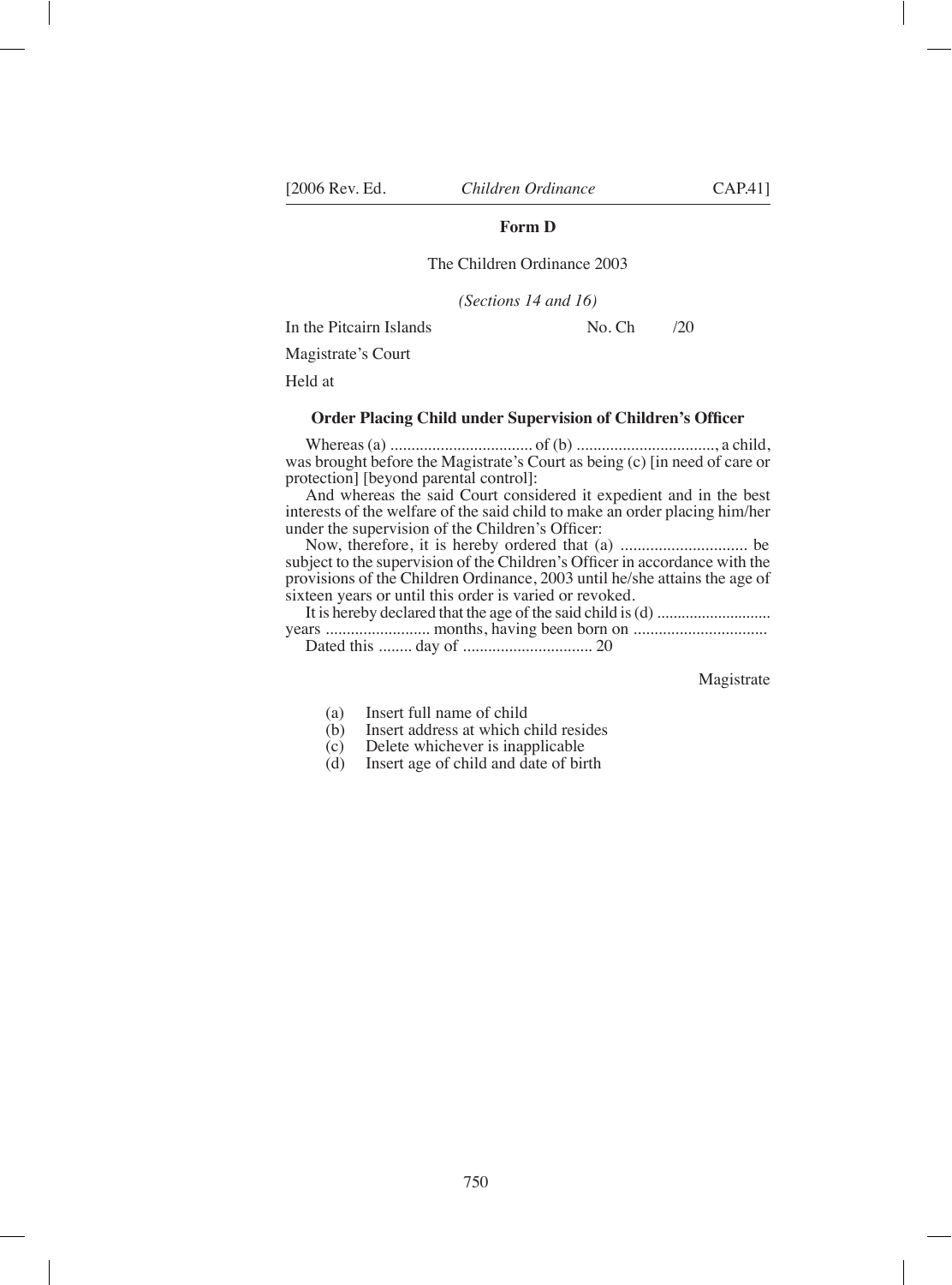**Form D**

The Children Ordinance 2003

*(Sections 14 and 16)*

In the Pitcairn Islands No. Ch /20

Magistrate's Court

Held at

**Order Placing Child under Supervision of Children's Officer**

Whereas (a) ................................. of (b) ................................., a child, was brought before the Magistrate's Court as being (c) [in need of care or protection] [beyond parental control]:

And whereas the said Court considered it expedient and in the best interests of the welfare of the said child to make an order placing him/her under the supervision of the Children's Officer:

Now, therefore, it is hereby ordered that (a) .............................. be subject to the supervision of the Children's Officer in accordance with the provisions of the Children Ordinance, 2003 until he/she attains the age of sixteen years or until this order is varied or revoked.

It is hereby declared that the age of the said child is (d) ........................... years ......................... months, having been born on ................................

Dated this ........ day of ............................... 20

Magistrate

(a) Insert full name of child
(b) Insert address at which child resides
(c) Delete whichever is inapplicable
(d) Insert age of child and date of birth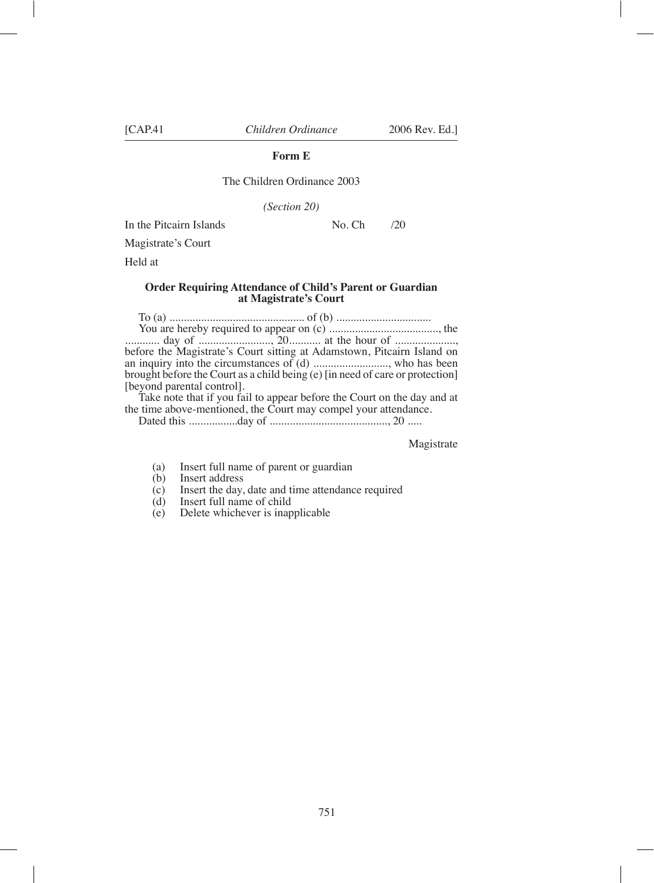**Form E**

The Children Ordinance 2003

*(Section 20)*

In the Pitcairn Islands No. Ch /20

Magistrate's Court

Held at

**Order Requiring Attendance of Child's Parent or Guardian at Magistrate's Court**

To (a) ............................................... of (b) .................................

You are hereby required to appear on (c) ......................................, the ........... day of ........................., 20........... at the hour of ....................., before the Magistrate's Court sitting at Adamstown, Pitcairn Island on an inquiry into the circumstances of (d) .........................., who has been brought before the Court as a child being (e) [in need of care or protection] [beyond parental control].

Take note that if you fail to appear before the Court on the day and at the time above-mentioned, the Court may compel your attendance.

Dated this ................day of .........................................., 20 .....

Magistrate

(a) Insert full name of parent or guardian
(b) Insert address
(c) Insert the day, date and time attendance required
(d) Insert full name of child
(e) Delete whichever is inapplicable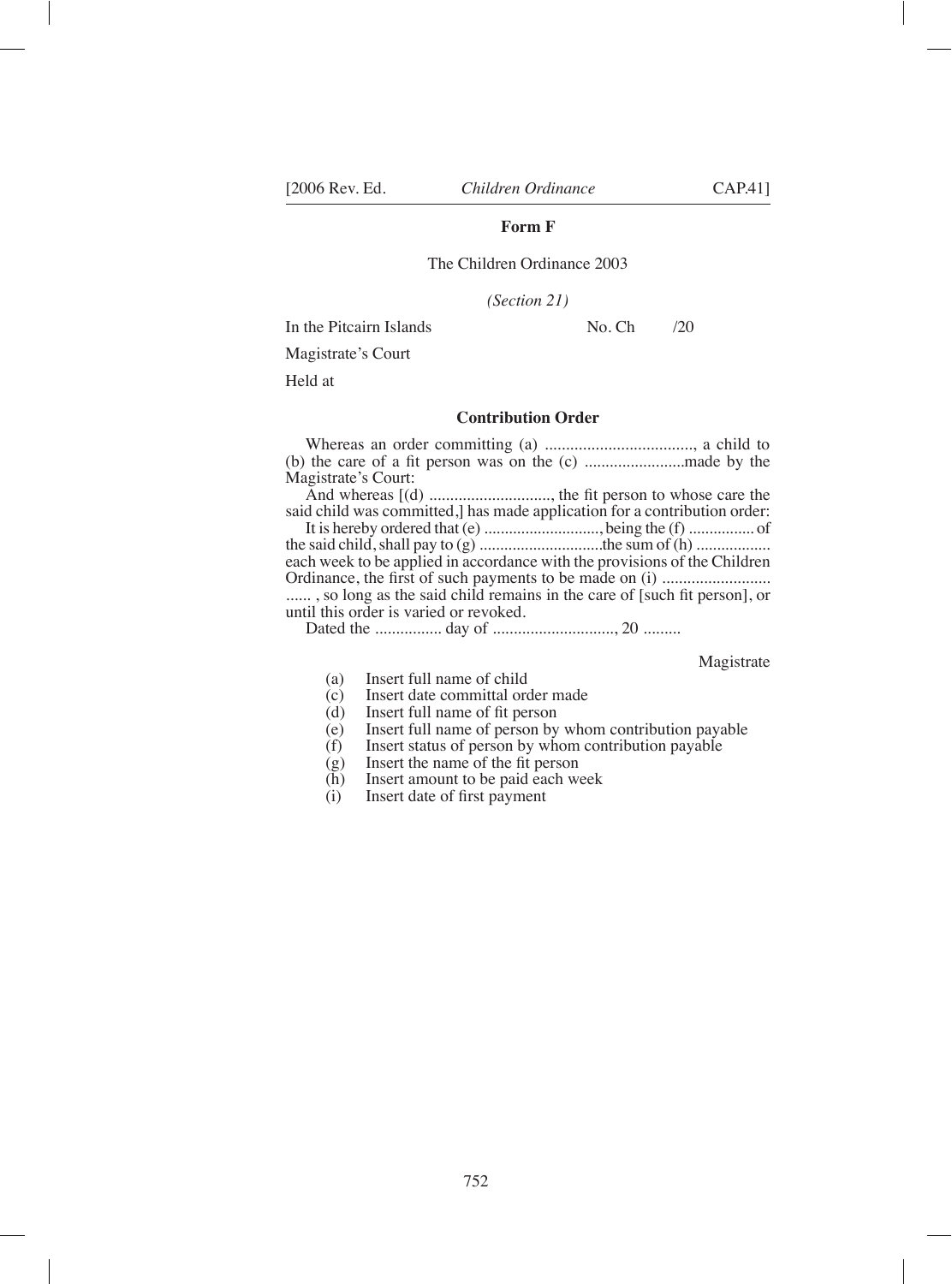**Form F**

The Children Ordinance 2003

*(Section 21)*

In the Pitcairn Islands No. Ch /20

Magistrate's Court

Held at

**Contribution Order**

Whereas an order committing (a) ..................................., a child to (b) the care of a fit person was on the (c) ........................made by the Magistrate's Court:

And whereas [(d) ............................., the fit person to whose care the said child was committed,] has made application for a contribution order:

It is hereby ordered that (e) ............................, being the (f) ................ of the said child, shall pay to (g) .............................the sum of (h) .................. each week to be applied in accordance with the provisions of the Children Ordinance, the first of such payments to be made on (i) .......................... ...... , so long as the said child remains in the care of [such fit person], or until this order is varied or revoked.

Dated the ................ day of ............................, 20 .........

Magistrate

(a) Insert full name of child
(c) Insert date committal order made
(d) Insert full name of fit person
(e) Insert full name of person by whom contribution payable
(f) Insert status of person by whom contribution payable
(g) Insert the name of the fit person
(h) Insert amount to be paid each week
(i) Insert date of first payment